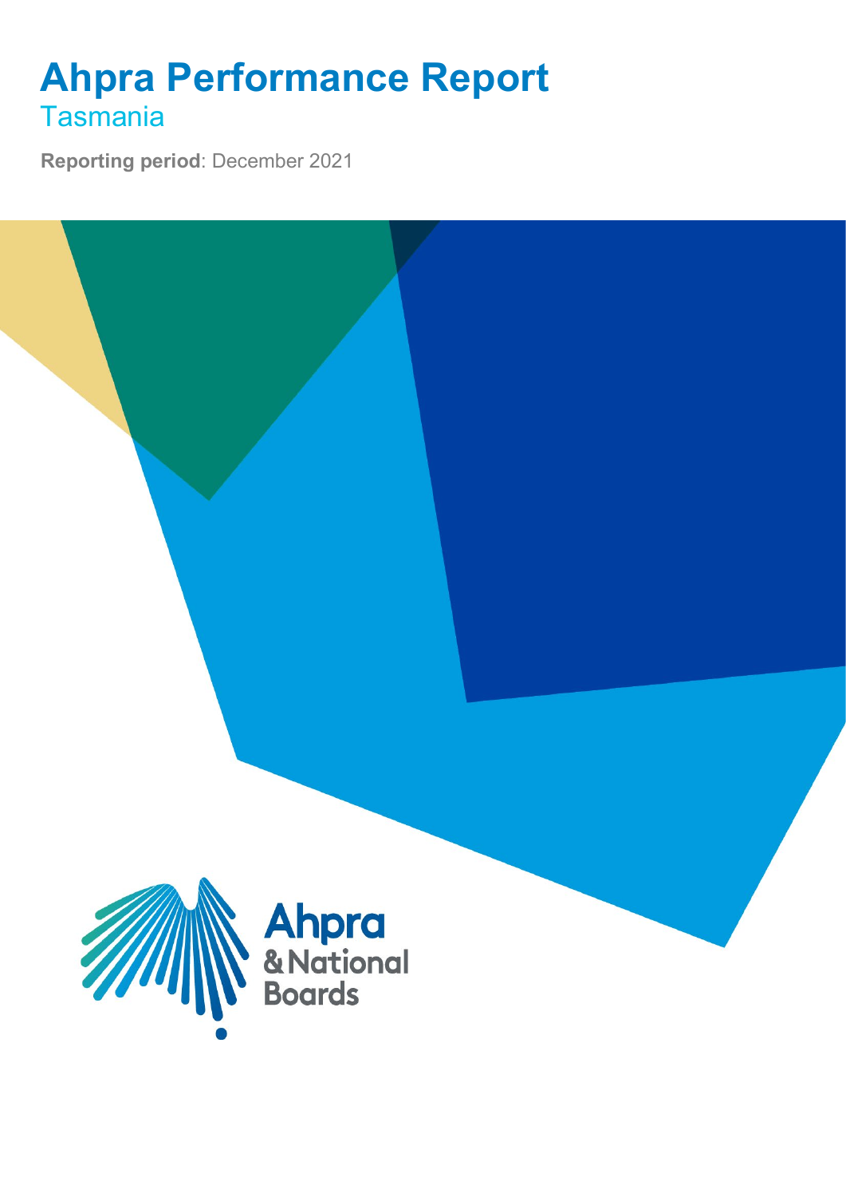# Ahpra Performance Report

## Tasmania

**Reporting period**: December 2021

Ahpra
& National
Boards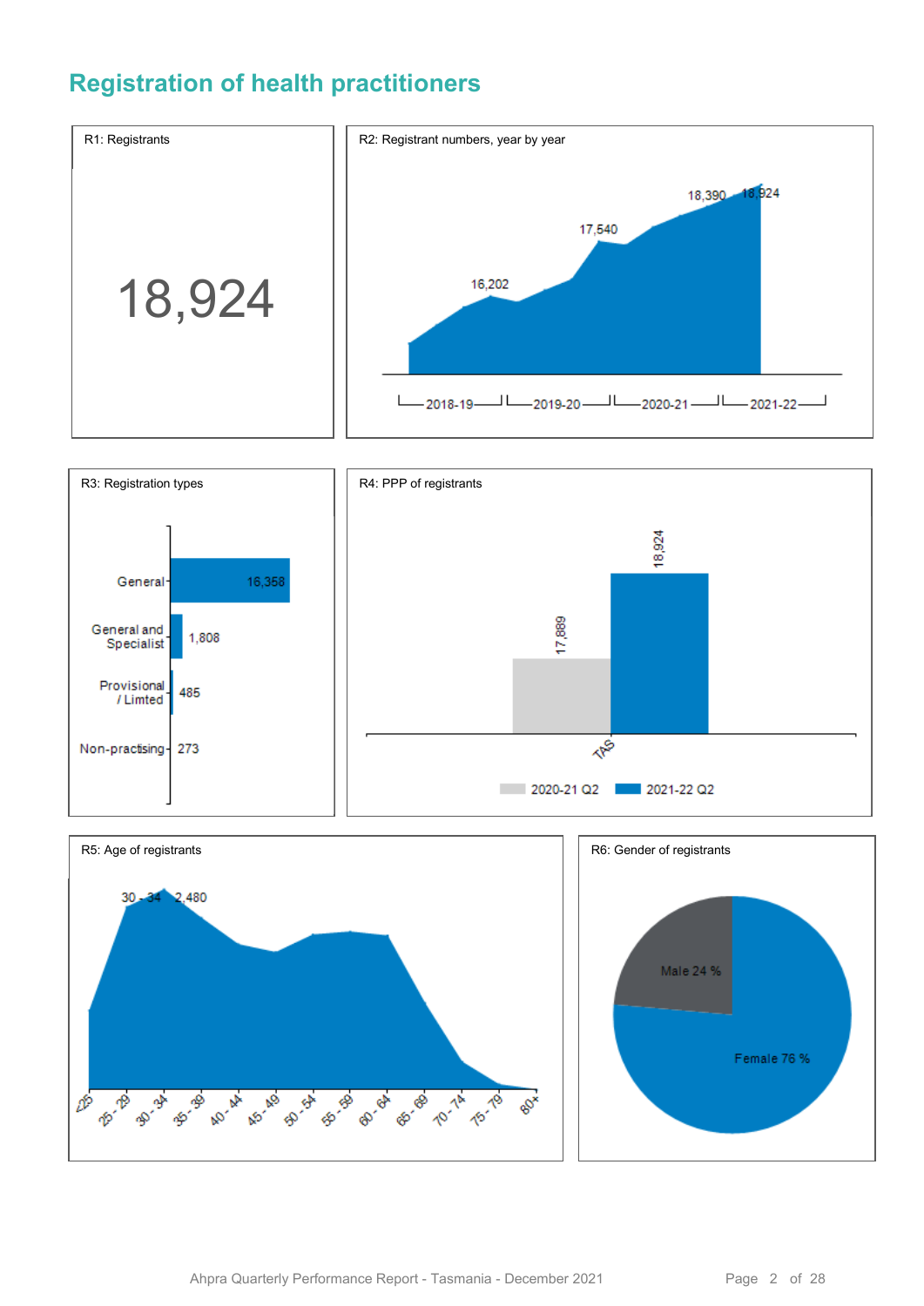## Registration of health practitioners

**R1: Registrants**

18,924

**R2: Registrant numbers, year by year**

16,202

17,540

18,390

18,924

2018-19 | 2019-20 | 2020-21 | 2021-22

**R3: Registration types**

| Registration type | Registrants |
| --- | --- |
| General | 16,358 |
| General and Specialist | 1,808 |
| Provisional / Limted | 485 |
| Non-practising | 273 |

**R4: PPP of registrants**

| | 2020-21 Q2 | 2021-22 Q2 |
| --- | --- | --- |
| TAS | 17,889 | 18,924 |

**R5: Age of registrants**

30 - 34 2,480

<25, 25 - 29, 30 - 34, 35 - 39, 40 - 44, 45 - 49, 50 - 54, 55 - 59, 60 - 64, 65 - 69, 70 - 74, 75 - 79, 80+

**R6: Gender of registrants**

Male 24 %

Female 76 %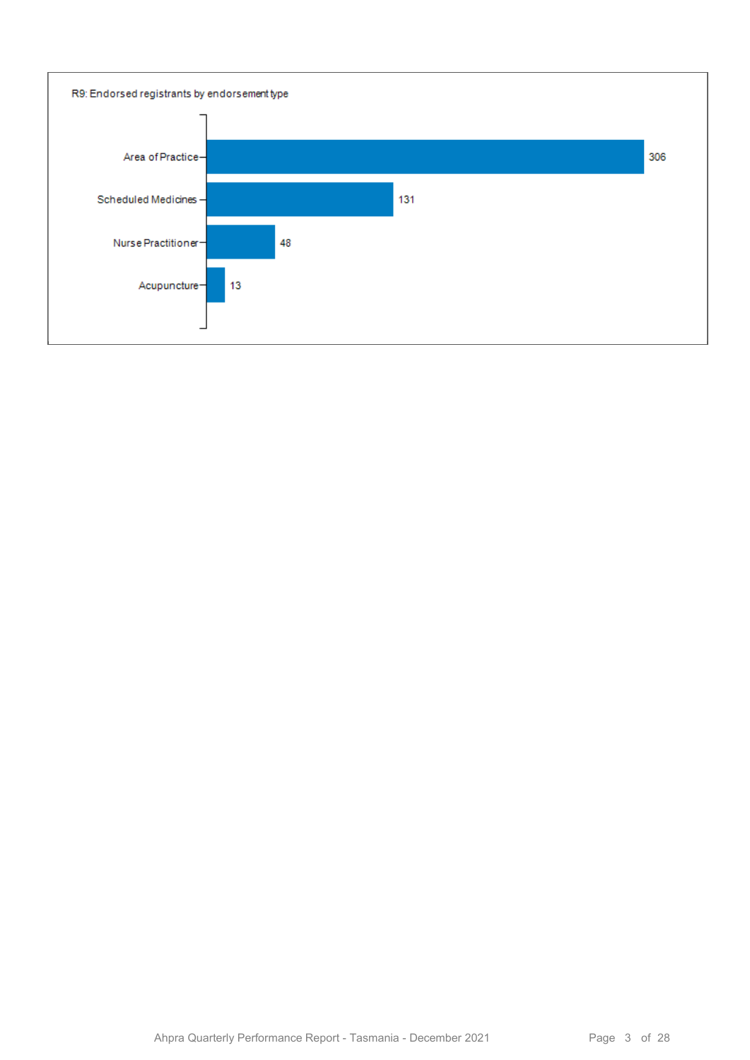R9: Endorsed registrants by endorsement type

| Endorsement type | Registrants |
| --- | --- |
| Area of Practice | 306 |
| Scheduled Medicines | 131 |
| Nurse Practitioner | 48 |
| Acupuncture | 13 |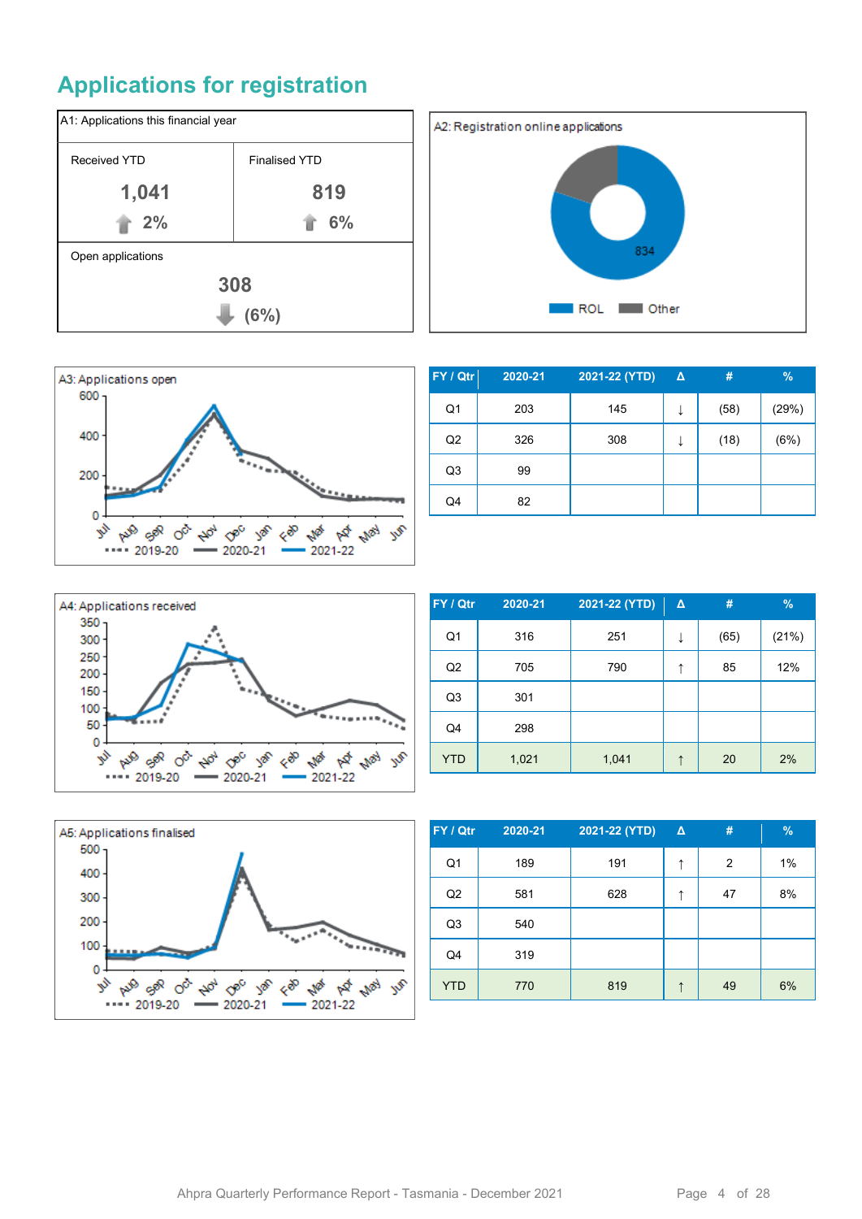# Applications for registration

**A1: Applications this financial year**

| Received YTD | Finalised YTD |
|---|---|
| 1,041 | 819 |
| ↑ 2% | ↑ 6% |

Open applications

308

↓ (6%)

A2: Registration online applications

834

ROL Other

A3: Applications open

| FY / Qtr | 2020-21 | 2021-22 (YTD) | Δ | # | % |
|---|---|---|---|---|---|
| Q1 | 203 | 145 | ↓ | (58) | (29%) |
| Q2 | 326 | 308 | ↓ | (18) | (6%) |
| Q3 | 99 | | | | |
| Q4 | 82 | | | | |

A4: Applications received

| FY / Qtr | 2020-21 | 2021-22 (YTD) | Δ | # | % |
|---|---|---|---|---|---|
| Q1 | 316 | 251 | ↓ | (65) | (21%) |
| Q2 | 705 | 790 | ↑ | 85 | 12% |
| Q3 | 301 | | | | |
| Q4 | 298 | | | | |
| YTD | 1,021 | 1,041 | ↑ | 20 | 2% |

A5: Applications finalised

| FY / Qtr | 2020-21 | 2021-22 (YTD) | Δ | # | % |
|---|---|---|---|---|---|
| Q1 | 189 | 191 | ↑ | 2 | 1% |
| Q2 | 581 | 628 | ↑ | 47 | 8% |
| Q3 | 540 | | | | |
| Q4 | 319 | | | | |
| YTD | 770 | 819 | ↑ | 49 | 6% |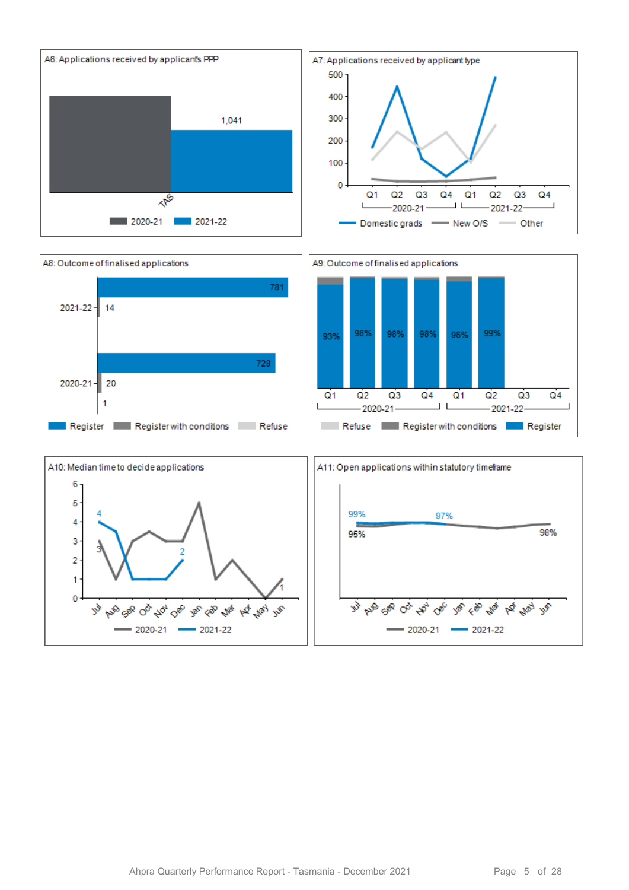A6: Applications received by applicants PPP

TAS

1,041

2020-21 | 2021-22

A7: Applications received by applicant type

500, 400, 300, 200, 100, 0

Q1 Q2 Q3 Q4 Q1 Q2 Q3 Q4

2020-21 | 2021-22

Domestic grads | New O/S | Other

A8: Outcome of finalised applications

2021-22: 781, 14

2020-21: 728, 20, 1

Register | Register with conditions | Refuse

A9: Outcome of finalised applications

93% | 98% | 98% | 98% | 96% | 99%

Q1 Q2 Q3 Q4 Q1 Q2 Q3 Q4

2020-21 | 2021-22

Refuse | Register with conditions | Register

A10: Median time to decide applications

6, 5, 4, 3, 2, 1, 0

4, 3, 2, 1

Jul Aug Sep Oct Nov Dec Jan Feb Mar Apr May Jun

2020-21 | 2021-22

A11: Open applications within statutory timeframe

99%, 97%, 95%, 98%

Jul Aug Sep Oct Nov Dec Jan Feb Mar Apr May Jun

2020-21 | 2021-22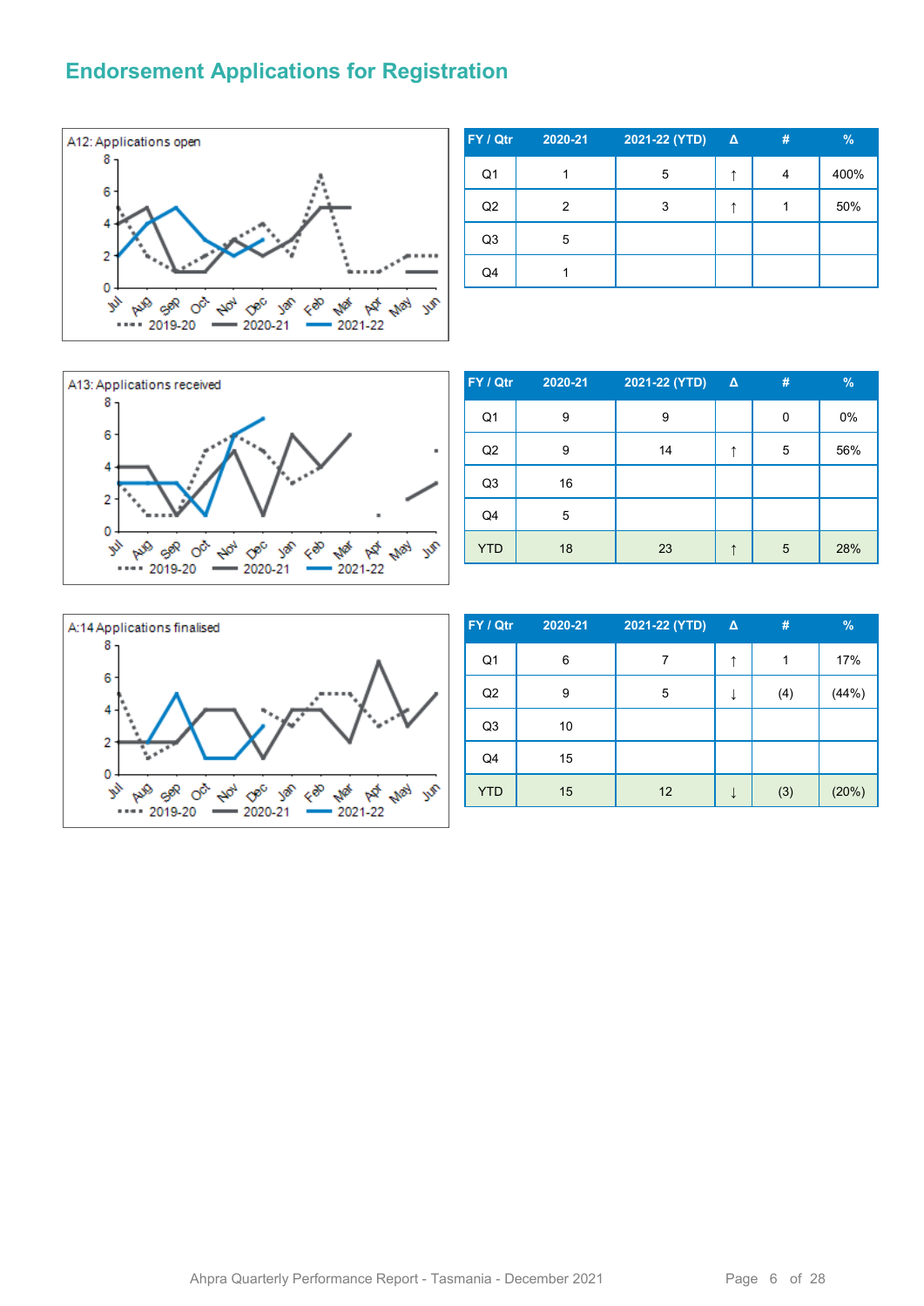# Endorsement Applications for Registration

A12: Applications open

| FY / Qtr | 2020-21 | 2021-22 (YTD) | Δ | # | % |
|---|---|---|---|---|---|
| Q1 | 1 | 5 | ↑ | 4 | 400% |
| Q2 | 2 | 3 | ↑ | 1 | 50% |
| Q3 | 5 | | | | |
| Q4 | 1 | | | | |

A13: Applications received

| FY / Qtr | 2020-21 | 2021-22 (YTD) | Δ | # | % |
|---|---|---|---|---|---|
| Q1 | 9 | 9 | | 0 | 0% |
| Q2 | 9 | 14 | ↑ | 5 | 56% |
| Q3 | 16 | | | | |
| Q4 | 5 | | | | |
| YTD | 18 | 23 | ↑ | 5 | 28% |

A:14 Applications finalised

| FY / Qtr | 2020-21 | 2021-22 (YTD) | Δ | # | % |
|---|---|---|---|---|---|
| Q1 | 6 | 7 | ↑ | 1 | 17% |
| Q2 | 9 | 5 | ↓ | (4) | (44%) |
| Q3 | 10 | | | | |
| Q4 | 15 | | | | |
| YTD | 15 | 12 | ↓ | (3) | (20%) |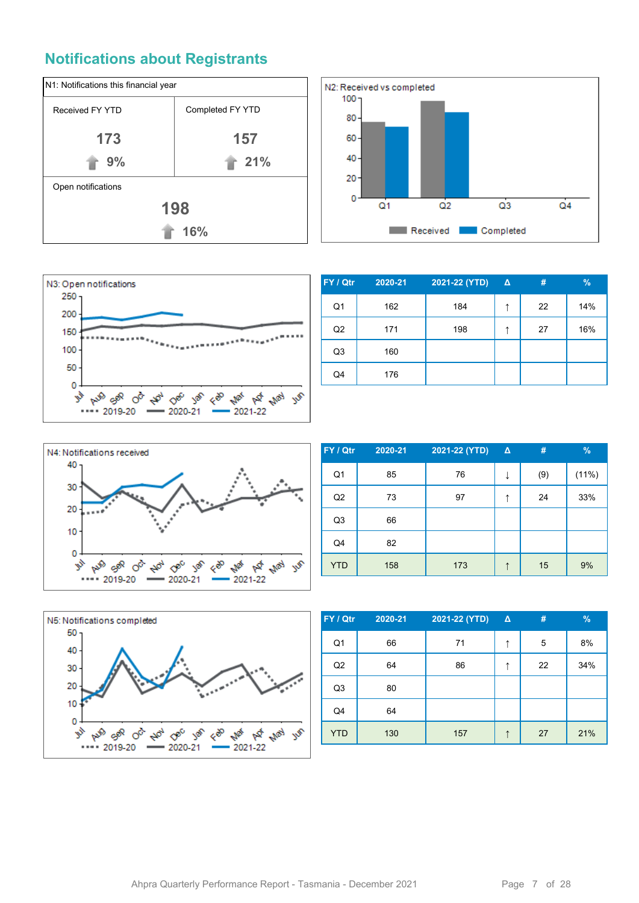## Notifications about Registrants

| N1: Notifications this financial year | |
|---|---|
| Received FY YTD | Completed FY YTD |
| 173 | 157 |
| ↑ 9% | ↑ 21% |
| Open notifications | |
| 198 | |
| ↑ 16% | |

N2: Received vs completed

N3: Open notifications

| FY / Qtr | 2020-21 | 2021-22 (YTD) | Δ | # | % |
|---|---|---|---|---|---|
| Q1 | 162 | 184 | ↑ | 22 | 14% |
| Q2 | 171 | 198 | ↑ | 27 | 16% |
| Q3 | 160 | | | | |
| Q4 | 176 | | | | |

N4: Notifications received

| FY / Qtr | 2020-21 | 2021-22 (YTD) | Δ | # | % |
|---|---|---|---|---|---|
| Q1 | 85 | 76 | ↓ | (9) | (11%) |
| Q2 | 73 | 97 | ↑ | 24 | 33% |
| Q3 | 66 | | | | |
| Q4 | 82 | | | | |
| YTD | 158 | 173 | ↑ | 15 | 9% |

N5: Notifications completed

| FY / Qtr | 2020-21 | 2021-22 (YTD) | Δ | # | % |
|---|---|---|---|---|---|
| Q1 | 66 | 71 | ↑ | 5 | 8% |
| Q2 | 64 | 86 | ↑ | 22 | 34% |
| Q3 | 80 | | | | |
| Q4 | 64 | | | | |
| YTD | 130 | 157 | ↑ | 27 | 21% |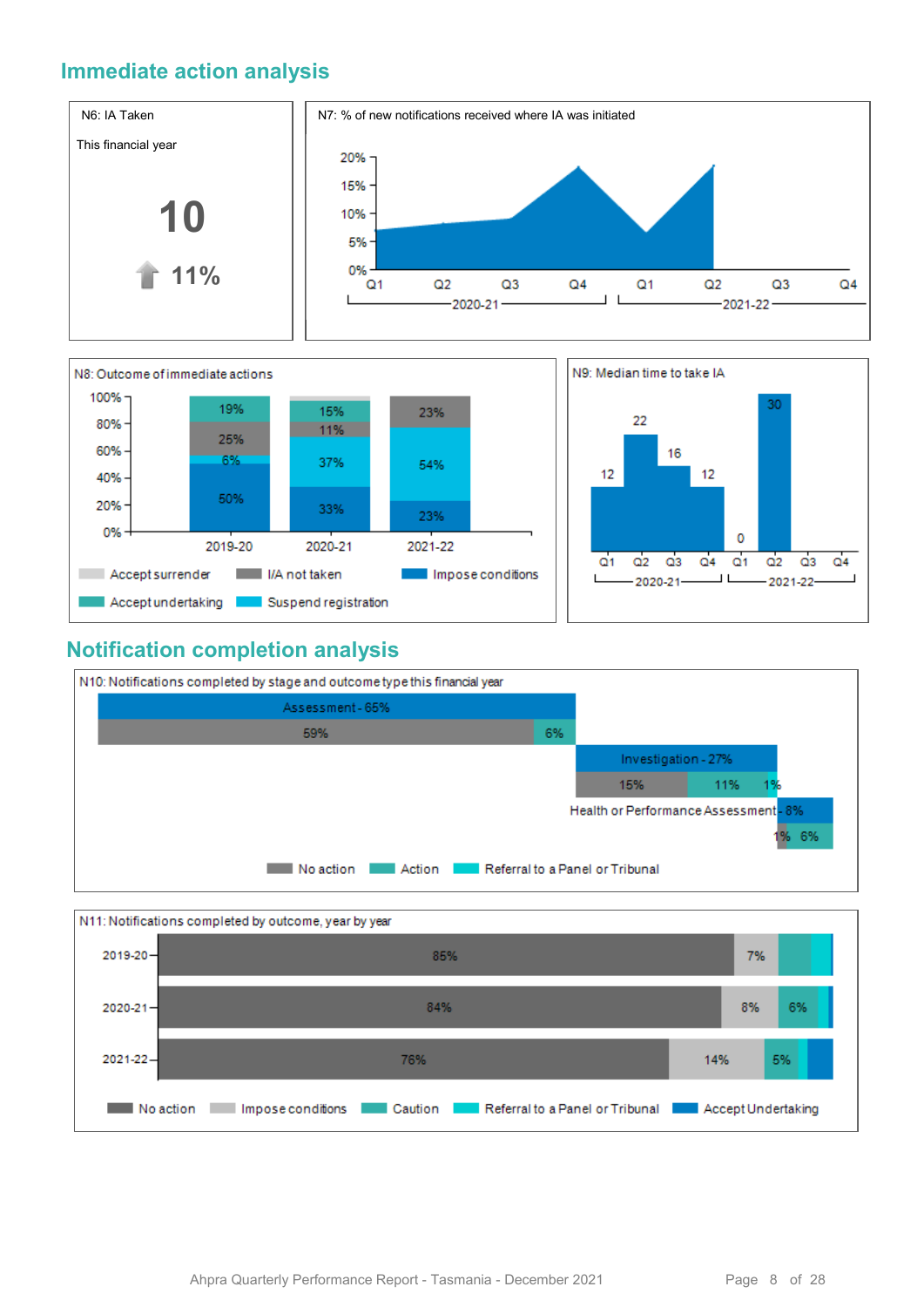## Immediate action analysis

N6: IA Taken

This financial year

**10**

11%

N7: % of new notifications received where IA was initiated

| | 2020-21 Q1 | Q2 | Q3 | Q4 | 2021-22 Q1 | Q2 | Q3 | Q4 |
|---|---|---|---|---|---|---|---|---|

N8: Outcome of immediate actions

| | 2019-20 | 2020-21 | 2021-22 |
|---|---|---|---|
| Accept undertaking | 19% | 15% | |
| I/A not taken | 25% | 11% | 23% |
| Suspend registration | 6% | 37% | 54% |
| Impose conditions | 50% | 33% | 23% |

Legend: Accept surrender, I/A not taken, Impose conditions, Accept undertaking, Suspend registration

N9: Median time to take IA

| | 2020-21 Q1 | Q2 | Q3 | Q4 | 2021-22 Q1 | Q2 | Q3 | Q4 |
|---|---|---|---|---|---|---|---|---|
| Median time | 12 | 22 | 16 | 12 | 0 | 30 | | |

## Notification completion analysis

N10: Notifications completed by stage and outcome type this financial year

| Stage | No action | Action | Referral to a Panel or Tribunal |
|---|---|---|---|
| Assessment - 65% | 59% | 6% | |
| Investigation - 27% | 15% | 11% | 1% |
| Health or Performance Assessment - 8% | 1% | 6% | |

N11: Notifications completed by outcome, year by year

| | No action | Impose conditions | Caution | Referral to a Panel or Tribunal | Accept Undertaking |
|---|---|---|---|---|---|
| 2019-20 | 85% | 7% | | | |
| 2020-21 | 84% | 8% | 6% | | |
| 2021-22 | 76% | 14% | 5% | | |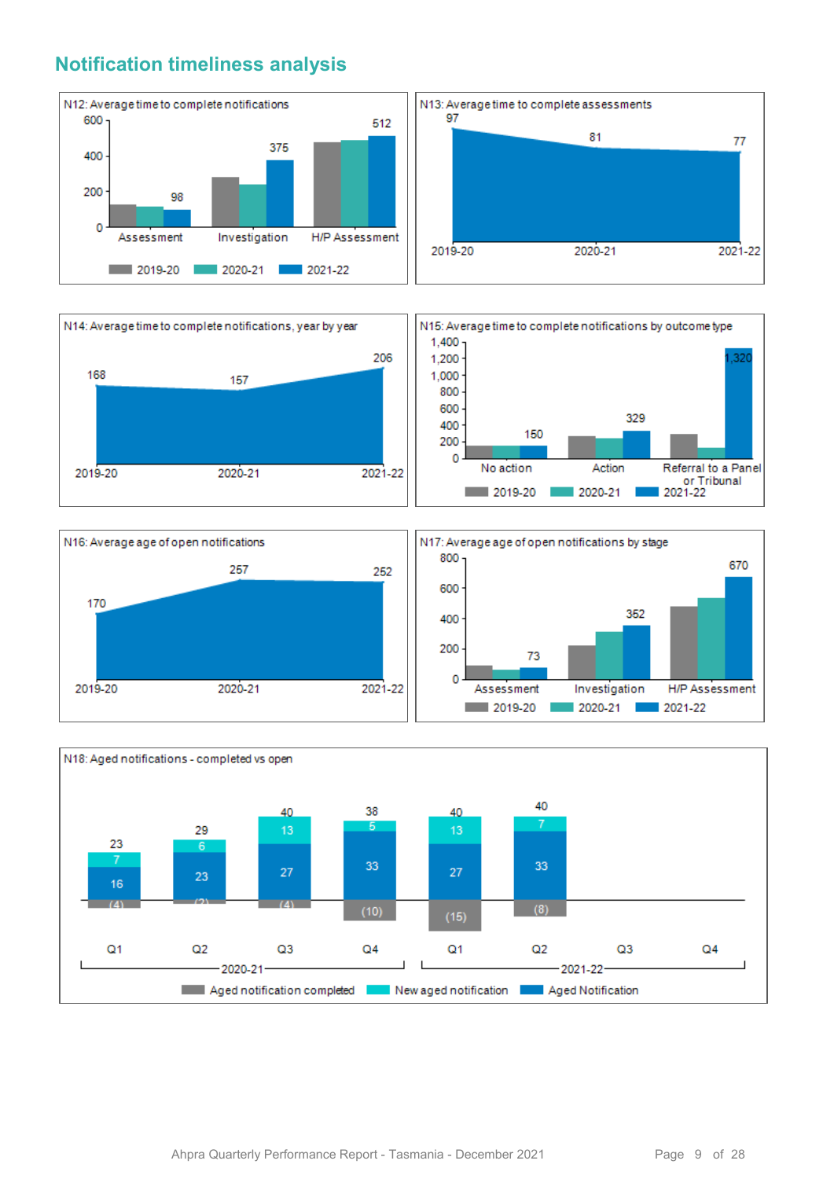## Notification timeliness analysis

**N12: Average time to complete notifications**

| | 2019-20 | 2020-21 | 2021-22 |
|---|---|---|---|
| Assessment | | | 98 |
| Investigation | | | 375 |
| H/P Assessment | | | 512 |

**N13: Average time to complete assessments**

| 2019-20 | 2020-21 | 2021-22 |
|---|---|---|
| 97 | 81 | 77 |

**N14: Average time to complete notifications, year by year**

| 2019-20 | 2020-21 | 2021-22 |
|---|---|---|
| 168 | 157 | 206 |

**N15: Average time to complete notifications by outcome type**

| | 2019-20 | 2020-21 | 2021-22 |
|---|---|---|---|
| No action | | | 150 |
| Action | | | 329 |
| Referral to a Panel or Tribunal | | | 1,320 |

**N16: Average age of open notifications**

| 2019-20 | 2020-21 | 2021-22 |
|---|---|---|
| 170 | 257 | 252 |

**N17: Average age of open notifications by stage**

| | 2019-20 | 2020-21 | 2021-22 |
|---|---|---|---|
| Assessment | | | 73 |
| Investigation | | | 352 |
| H/P Assessment | | | 670 |

**N18: Aged notifications - completed vs open**

| | | Aged Notification | New aged notification | Total | Aged notification completed |
|---|---|---|---|---|---|
| 2020-21 | Q1 | 16 | 7 | 23 | (4) |
| | Q2 | 23 | 6 | 29 | (2) |
| | Q3 | 27 | 13 | 40 | (4) |
| | Q4 | 33 | 5 | 38 | (10) |
| 2021-22 | Q1 | 27 | 13 | 40 | (15) |
| | Q2 | 33 | 7 | 40 | (8) |
| | Q3 | | | | |
| | Q4 | | | | |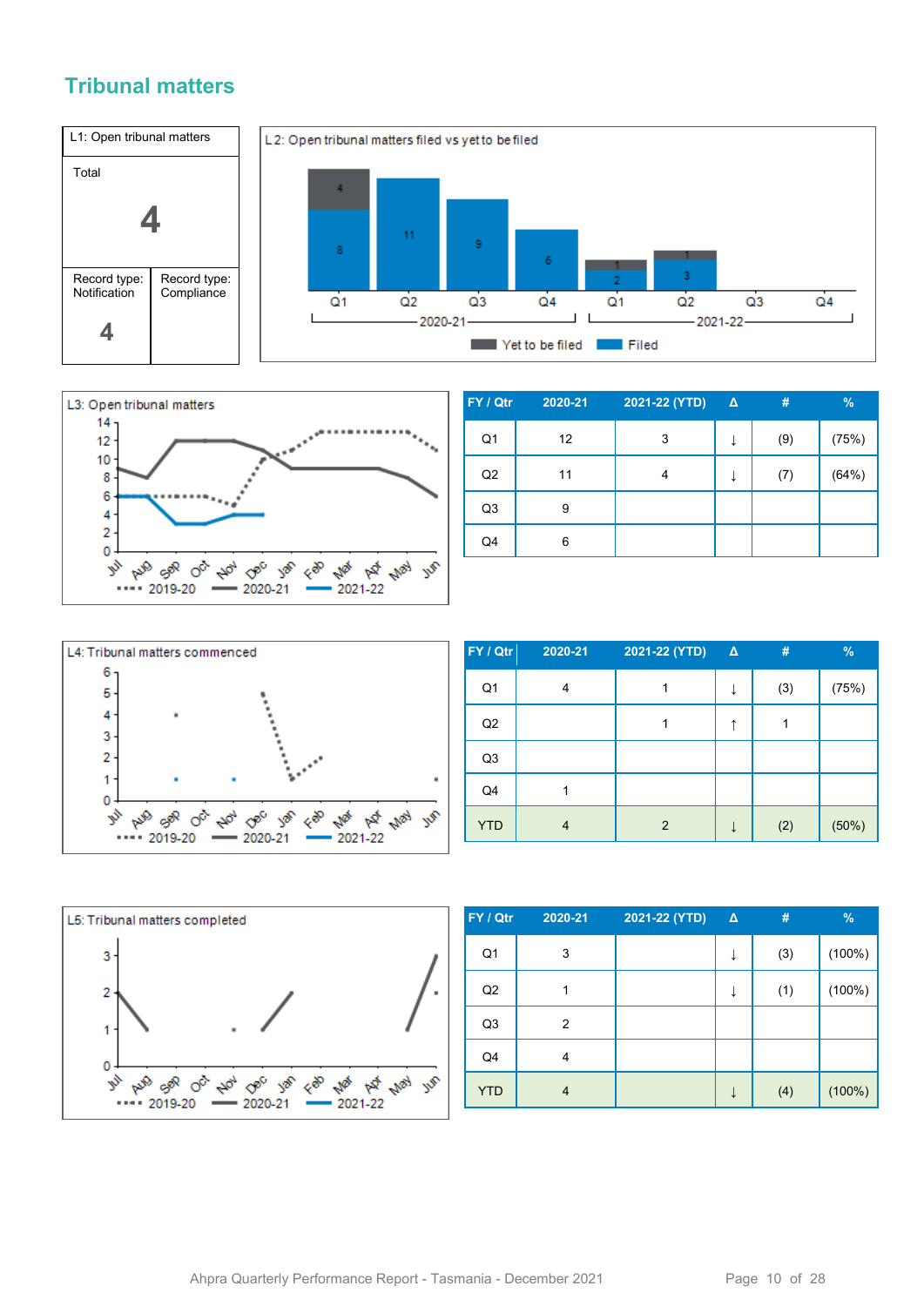## Tribunal matters

**L1: Open tribunal matters**

| Total | |
|---|---|
| 4 | |
| Record type: Notification | Record type: Compliance |
| 4 | |

L2: Open tribunal matters filed vs yet to be filed

L3: Open tribunal matters

| FY / Qtr | 2020-21 | 2021-22 (YTD) | Δ | # | % |
|---|---|---|---|---|---|
| Q1 | 12 | 3 | ↓ | (9) | (75%) |
| Q2 | 11 | 4 | ↓ | (7) | (64%) |
| Q3 | 9 | | | | |
| Q4 | 6 | | | | |

L4: Tribunal matters commenced

| FY / Qtr | 2020-21 | 2021-22 (YTD) | Δ | # | % |
|---|---|---|---|---|---|
| Q1 | 4 | 1 | ↓ | (3) | (75%) |
| Q2 | | 1 | ↑ | 1 | |
| Q3 | | | | | |
| Q4 | 1 | | | | |
| YTD | 4 | 2 | ↓ | (2) | (50%) |

L5: Tribunal matters completed

| FY / Qtr | 2020-21 | 2021-22 (YTD) | Δ | # | % |
|---|---|---|---|---|---|
| Q1 | 3 | | ↓ | (3) | (100%) |
| Q2 | 1 | | ↓ | (1) | (100%) |
| Q3 | 2 | | | | |
| Q4 | 4 | | | | |
| YTD | 4 | | ↓ | (4) | (100%) |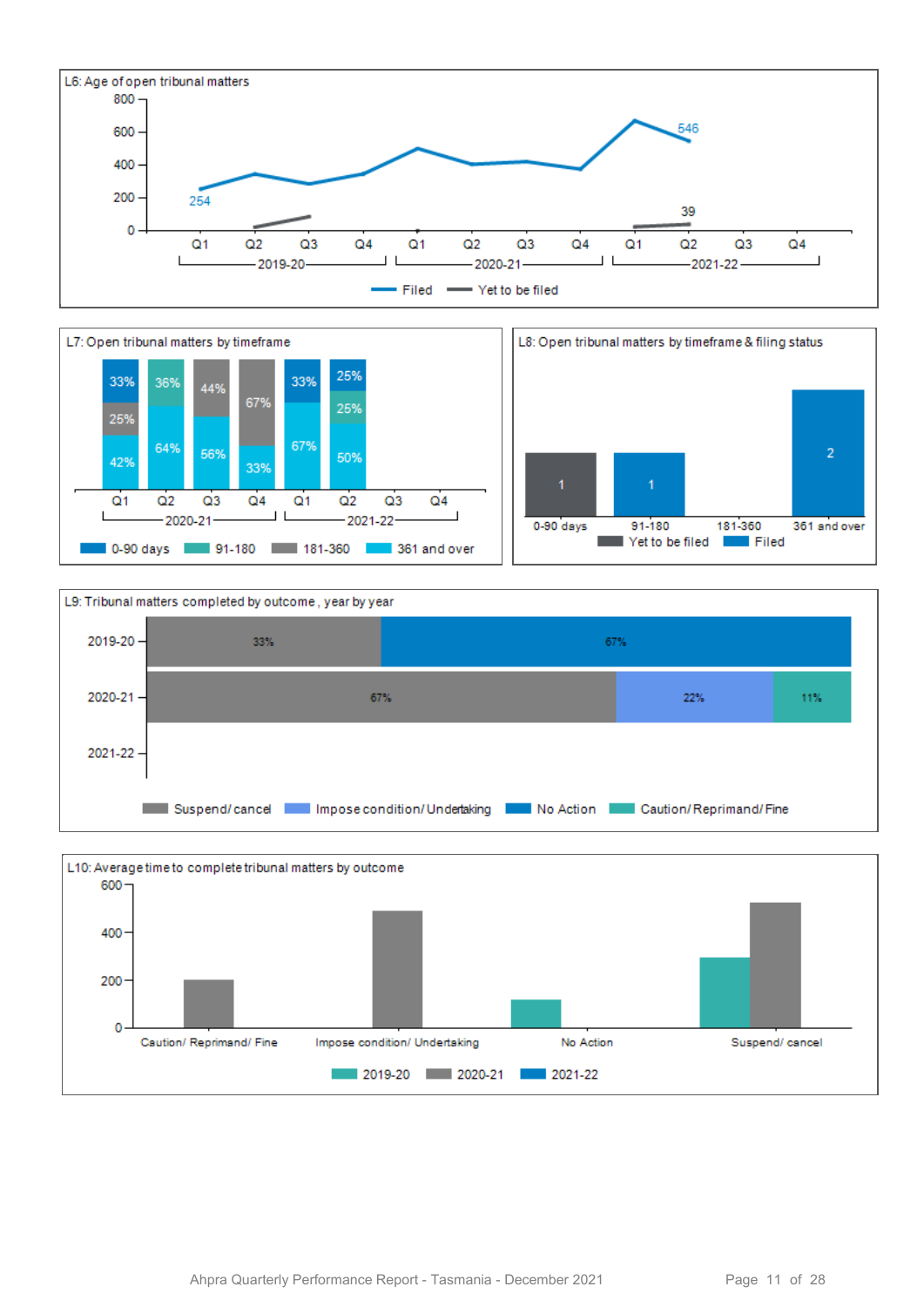L6: Age of open tribunal matters

800
600
400
200
0

254

546

39

Q1 Q2 Q3 Q4 Q1 Q2 Q3 Q4 Q1 Q2 Q3 Q4

2019-20 2020-21 2021-22

Filed Yet to be filed

L7: Open tribunal matters by timeframe

| | 2020-21 Q1 | 2020-21 Q2 | 2020-21 Q3 | 2020-21 Q4 | 2021-22 Q1 | 2021-22 Q2 | 2021-22 Q3 | 2021-22 Q4 |
|---|---|---|---|---|---|---|---|---|
| 0-90 days | 33% | | | | 33% | 25% | | |
| 91-180 | | 36% | | | | 25% | | |
| 181-360 | 25% | | 44% | 67% | | | | |
| 361 and over | 42% | 64% | 56% | 33% | 67% | 50% | | |

L8: Open tribunal matters by timeframe & filing status

| | 0-90 days | 91-180 | 181-360 | 361 and over |
|---|---|---|---|---|
| Yet to be filed | 1 | | | |
| Filed | | 1 | | 2 |

L9: Tribunal matters completed by outcome, year by year

| | Suspend/ cancel | Impose condition/ Undertaking | No Action | Caution/ Reprimand/ Fine |
|---|---|---|---|---|
| 2019-20 | 33% | | 67% | |
| 2020-21 | 67% | 22% | | 11% |
| 2021-22 | | | | |

L10: Average time to complete tribunal matters by outcome

600
400
200
0

Caution/ Reprimand/ Fine Impose condition/ Undertaking No Action Suspend/ cancel

2019-20 2020-21 2021-22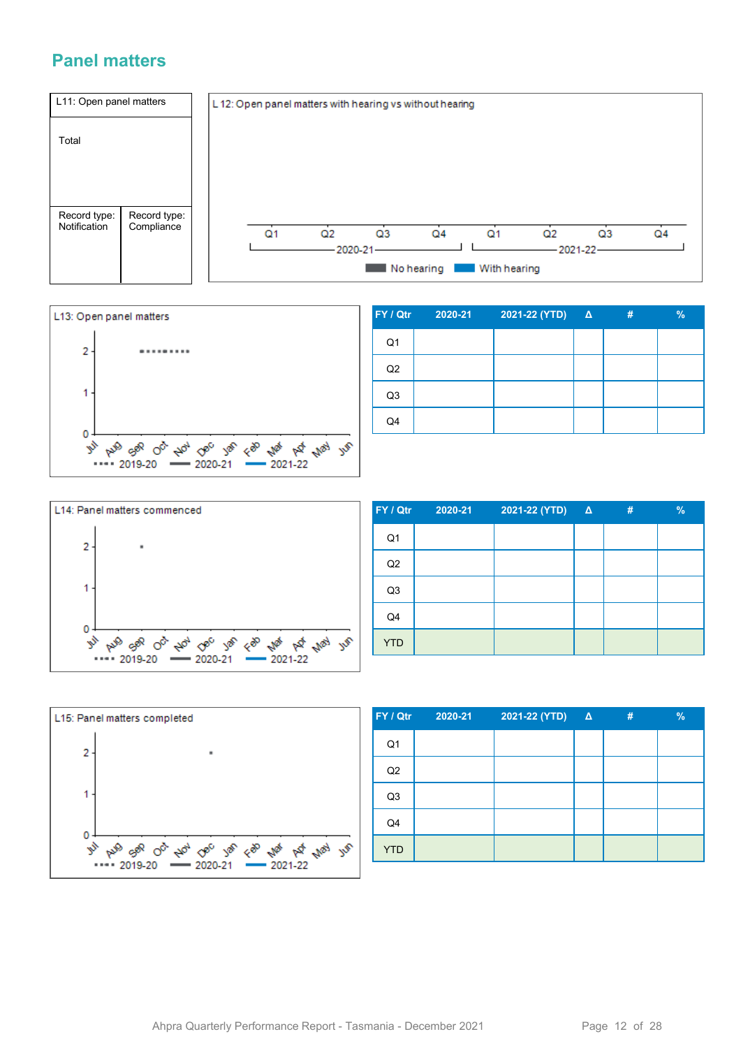## Panel matters

| L11: Open panel matters | |
|---|---|
| Total | |
| Record type: Notification | Record type: Compliance |

L 12: Open panel matters with hearing vs without hearing

Q1 Q2 Q3 Q4 Q1 Q2 Q3 Q4

2020-21 2021-22

No hearing With hearing

L13: Open panel matters

2 1 0

Jul Aug Sep Oct Nov Dec Jan Feb Mar Apr May Jun

2019-20 2020-21 2021-22

| FY / Qtr | 2020-21 | 2021-22 (YTD) | Δ | # | % |
|---|---|---|---|---|---|
| Q1 | | | | | |
| Q2 | | | | | |
| Q3 | | | | | |
| Q4 | | | | | |

L14: Panel matters commenced

2 1 0

Jul Aug Sep Oct Nov Dec Jan Feb Mar Apr May Jun

2019-20 2020-21 2021-22

| FY / Qtr | 2020-21 | 2021-22 (YTD) | Δ | # | % |
|---|---|---|---|---|---|
| Q1 | | | | | |
| Q2 | | | | | |
| Q3 | | | | | |
| Q4 | | | | | |
| YTD | | | | | |

L15: Panel matters completed

2 1 0

Jul Aug Sep Oct Nov Dec Jan Feb Mar Apr May Jun

2019-20 2020-21 2021-22

| FY / Qtr | 2020-21 | 2021-22 (YTD) | Δ | # | % |
|---|---|---|---|---|---|
| Q1 | | | | | |
| Q2 | | | | | |
| Q3 | | | | | |
| Q4 | | | | | |
| YTD | | | | | |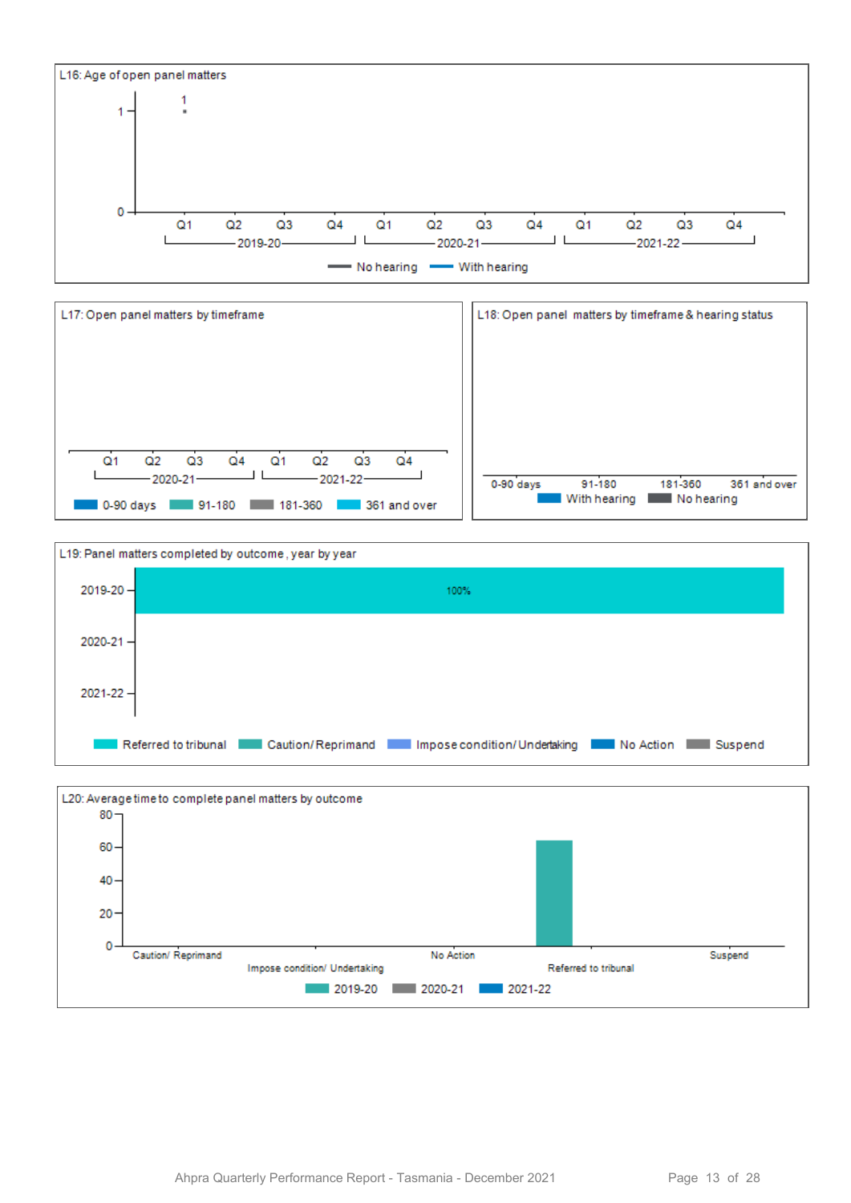L16: Age of open panel matters

1

0

Q1 Q2 Q3 Q4 Q1 Q2 Q3 Q4 Q1 Q2 Q3 Q4

2019-20 2020-21 2021-22

No hearing With hearing

L17: Open panel matters by timeframe

Q1 Q2 Q3 Q4 Q1 Q2 Q3 Q4

2020-21 2021-22

0-90 days 91-180 181-360 361 and over

L18: Open panel matters by timeframe & hearing status

0-90 days 91-180 181-360 361 and over

With hearing No hearing

L19: Panel matters completed by outcome, year by year

2019-20 100%

2020-21

2021-22

Referred to tribunal Caution/Reprimand Impose condition/Undertaking No Action Suspend

L20: Average time to complete panel matters by outcome

80
60
40
20
0

Caution/ Reprimand Impose condition/ Undertaking No Action Referred to tribunal Suspend

2019-20 2020-21 2021-22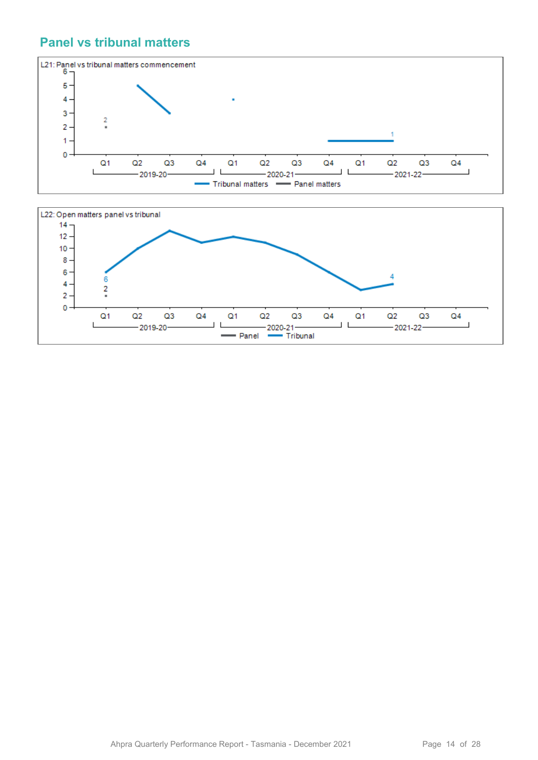## Panel vs tribunal matters

L21: Panel vs tribunal matters commencement

L22: Open matters panel vs tribunal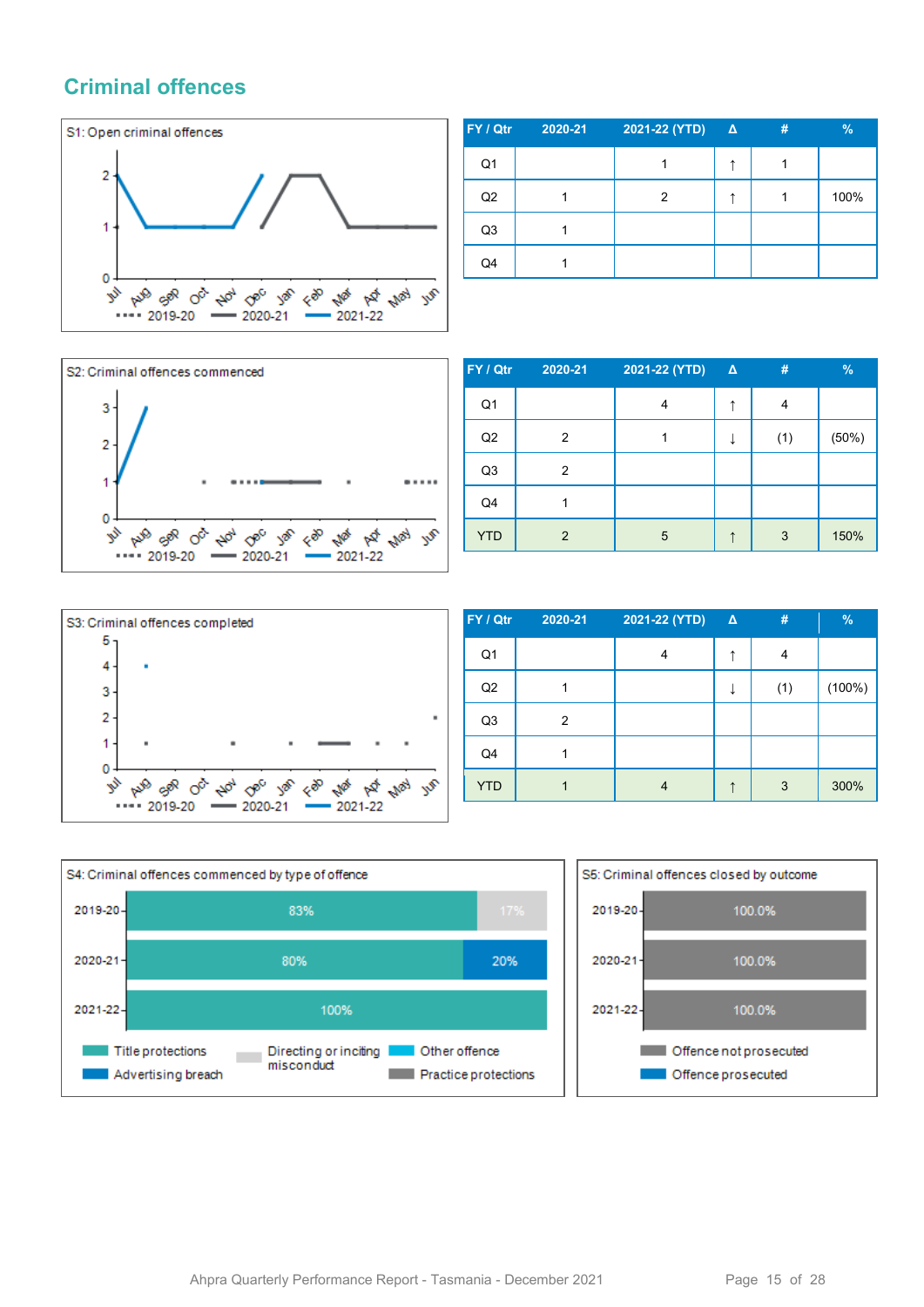## Criminal offences

S1: Open criminal offences

| FY / Qtr | 2020-21 | 2021-22 (YTD) | Δ | # | % |
|---|---|---|---|---|---|
| Q1 | | 1 | ↑ | 1 | |
| Q2 | 1 | 2 | ↑ | 1 | 100% |
| Q3 | 1 | | | | |
| Q4 | 1 | | | | |

S2: Criminal offences commenced

| FY / Qtr | 2020-21 | 2021-22 (YTD) | Δ | # | % |
|---|---|---|---|---|---|
| Q1 | | 4 | ↑ | 4 | |
| Q2 | 2 | 1 | ↓ | (1) | (50%) |
| Q3 | 2 | | | | |
| Q4 | 1 | | | | |
| YTD | 2 | 5 | ↑ | 3 | 150% |

S3: Criminal offences completed

| FY / Qtr | 2020-21 | 2021-22 (YTD) | Δ | # | % |
|---|---|---|---|---|---|
| Q1 | | 4 | ↑ | 4 | |
| Q2 | 1 | | ↓ | (1) | (100%) |
| Q3 | 2 | | | | |
| Q4 | 1 | | | | |
| YTD | 1 | 4 | ↑ | 3 | 300% |

S4: Criminal offences commenced by type of offence

| | Title protections | Directing or inciting misconduct | Advertising breach |
|---|---|---|---|
| 2019-20 | 83% | 17% | |
| 2020-21 | 80% | | 20% |
| 2021-22 | 100% | | |

S5: Criminal offences closed by outcome

| | Offence not prosecuted |
|---|---|
| 2019-20 | 100.0% |
| 2020-21 | 100.0% |
| 2021-22 | 100.0% |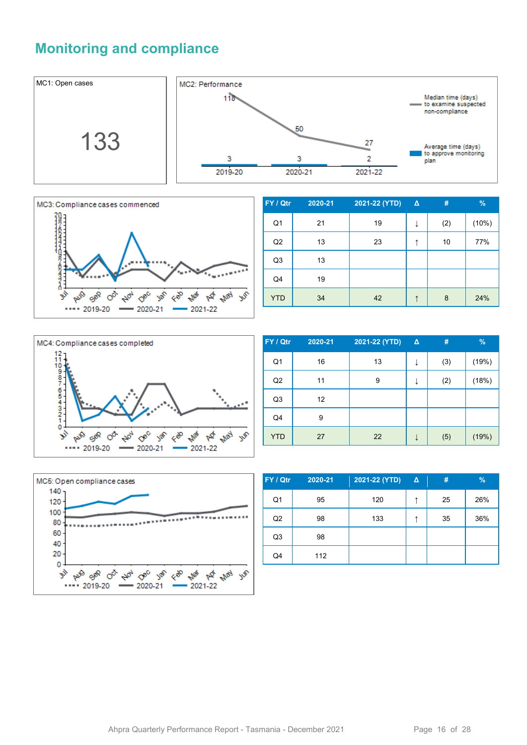# Monitoring and compliance

MC1: Open cases

133

MC2: Performance

| | 2019-20 | 2020-21 | 2021-22 |
|---|---|---|---|
| Median time (days) to examine suspected non-compliance | 118 | 50 | 27 |
| Average time (days) to approve monitoring plan | 3 | 3 | 2 |

MC3: Compliance cases commenced

| FY / Qtr | 2020-21 | 2021-22 (YTD) | Δ | # | % |
|---|---|---|---|---|---|
| Q1 | 21 | 19 | ↓ | (2) | (10%) |
| Q2 | 13 | 23 | ↑ | 10 | 77% |
| Q3 | 13 | | | | |
| Q4 | 19 | | | | |
| YTD | 34 | 42 | ↑ | 8 | 24% |

MC4: Compliance cases completed

| FY / Qtr | 2020-21 | 2021-22 (YTD) | Δ | # | % |
|---|---|---|---|---|---|
| Q1 | 16 | 13 | ↓ | (3) | (19%) |
| Q2 | 11 | 9 | ↓ | (2) | (18%) |
| Q3 | 12 | | | | |
| Q4 | 9 | | | | |
| YTD | 27 | 22 | ↓ | (5) | (19%) |

MC5: Open compliance cases

| FY / Qtr | 2020-21 | 2021-22 (YTD) | Δ | # | % |
|---|---|---|---|---|---|
| Q1 | 95 | 120 | ↑ | 25 | 26% |
| Q2 | 98 | 133 | ↑ | 35 | 36% |
| Q3 | 98 | | | | |
| Q4 | 112 | | | | |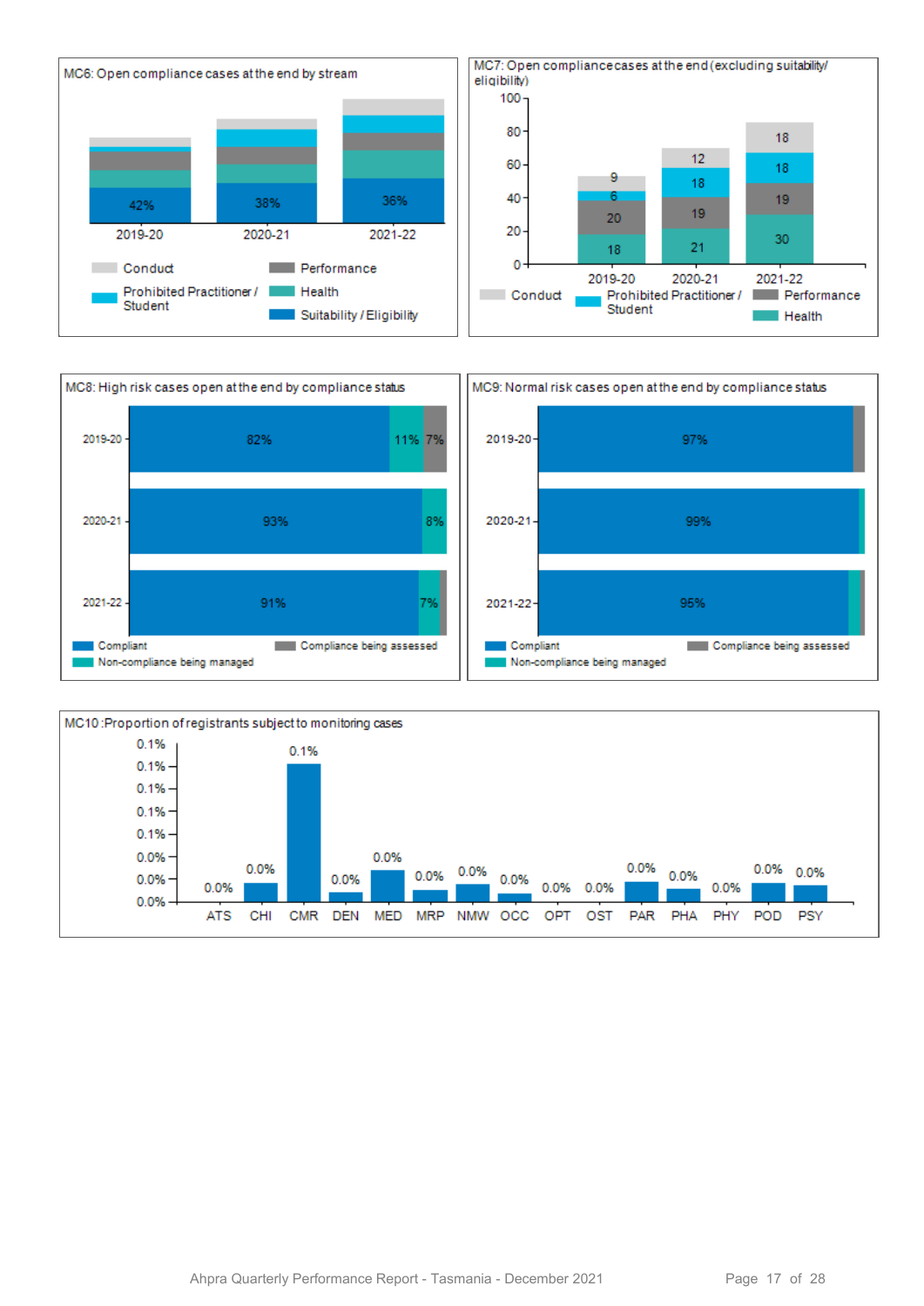MC6: Open compliance cases at the end by stream

| | 2019-20 | 2020-21 | 2021-22 |
|---|---|---|---|
| Suitability / Eligibility | 42% | 38% | 36% |

Conduct | Performance | Prohibited Practitioner / Student | Health | Suitability / Eligibility

MC7: Open compliance cases at the end (excluding suitability/ eligibility)

| | 2019-20 | 2020-21 | 2021-22 |
|---|---|---|---|
| Conduct | 9 | 12 | 18 |
| Prohibited Practitioner / Student | 6 | 18 | 18 |
| Performance | 20 | 19 | 19 |
| Health | 18 | 21 | 30 |

MC8: High risk cases open at the end by compliance status

| | Compliant | Non-compliance being managed | Compliance being assessed |
|---|---|---|---|
| 2019-20 | 82% | 11% | 7% |
| 2020-21 | 93% | 8% | |
| 2021-22 | 91% | 7% | |

MC9: Normal risk cases open at the end by compliance status

| | Compliant | Non-compliance being managed | Compliance being assessed |
|---|---|---|---|
| 2019-20 | 97% | | |
| 2020-21 | 99% | | |
| 2021-22 | 95% | | |

MC10: Proportion of registrants subject to monitoring cases

| ATS | CHI | CMR | DEN | MED | MRP | NMW | OCC | OPT | OST | PAR | PHA | PHY | POD | PSY |
|---|---|---|---|---|---|---|---|---|---|---|---|---|---|---|
| 0.0% | 0.0% | 0.1% | 0.0% | 0.0% | 0.0% | 0.0% | 0.0% | 0.0% | 0.0% | 0.0% | 0.0% | 0.0% | 0.0% | 0.0% |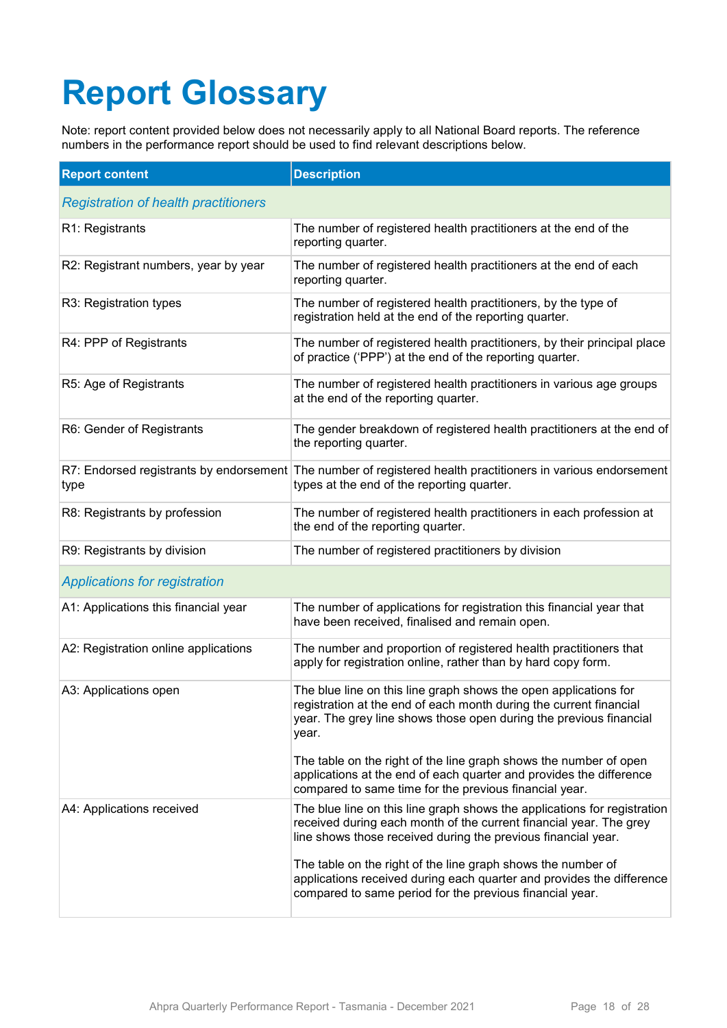# Report Glossary

Note: report content provided below does not necessarily apply to all National Board reports. The reference numbers in the performance report should be used to find relevant descriptions below.

| Report content | Description |
| --- | --- |
| *Registration of health practitioners* | |
| R1: Registrants | The number of registered health practitioners at the end of the reporting quarter. |
| R2: Registrant numbers, year by year | The number of registered health practitioners at the end of each reporting quarter. |
| R3: Registration types | The number of registered health practitioners, by the type of registration held at the end of the reporting quarter. |
| R4: PPP of Registrants | The number of registered health practitioners, by their principal place of practice ('PPP') at the end of the reporting quarter. |
| R5: Age of Registrants | The number of registered health practitioners in various age groups at the end of the reporting quarter. |
| R6: Gender of Registrants | The gender breakdown of registered health practitioners at the end of the reporting quarter. |
| R7: Endorsed registrants by endorsement type | The number of registered health practitioners in various endorsement types at the end of the reporting quarter. |
| R8: Registrants by profession | The number of registered health practitioners in each profession at the end of the reporting quarter. |
| R9: Registrants by division | The number of registered practitioners by division |
| *Applications for registration* | |
| A1: Applications this financial year | The number of applications for registration this financial year that have been received, finalised and remain open. |
| A2: Registration online applications | The number and proportion of registered health practitioners that apply for registration online, rather than by hard copy form. |
| A3: Applications open | The blue line on this line graph shows the open applications for registration at the end of each month during the current financial year. The grey line shows those open during the previous financial year.<br><br>The table on the right of the line graph shows the number of open applications at the end of each quarter and provides the difference compared to same time for the previous financial year. |
| A4: Applications received | The blue line on this line graph shows the applications for registration received during each month of the current financial year. The grey line shows those received during the previous financial year.<br><br>The table on the right of the line graph shows the number of applications received during each quarter and provides the difference compared to same period for the previous financial year. |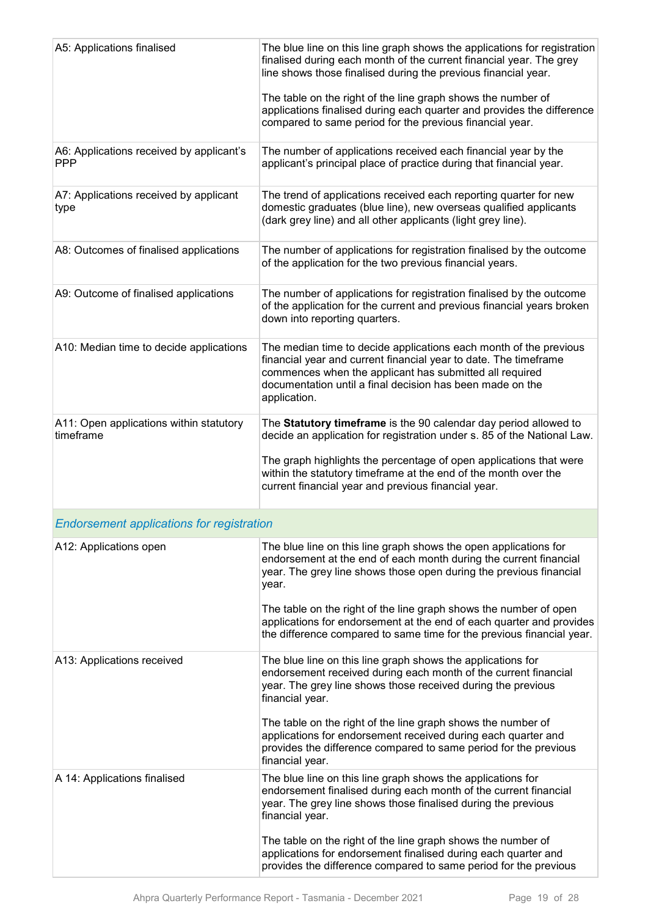| | |
|---|---|
| A5: Applications finalised | The blue line on this line graph shows the applications for registration finalised during each month of the current financial year. The grey line shows those finalised during the previous financial year.<br><br>The table on the right of the line graph shows the number of applications finalised during each quarter and provides the difference compared to same period for the previous financial year. |
| A6: Applications received by applicant's PPP | The number of applications received each financial year by the applicant's principal place of practice during that financial year. |
| A7: Applications received by applicant type | The trend of applications received each reporting quarter for new domestic graduates (blue line), new overseas qualified applicants (dark grey line) and all other applicants (light grey line). |
| A8: Outcomes of finalised applications | The number of applications for registration finalised by the outcome of the application for the two previous financial years. |
| A9: Outcome of finalised applications | The number of applications for registration finalised by the outcome of the application for the current and previous financial years broken down into reporting quarters. |
| A10: Median time to decide applications | The median time to decide applications each month of the previous financial year and current financial year to date. The timeframe commences when the applicant has submitted all required documentation until a final decision has been made on the application. |
| A11: Open applications within statutory timeframe | The **Statutory timeframe** is the 90 calendar day period allowed to decide an application for registration under s. 85 of the National Law.<br><br>The graph highlights the percentage of open applications that were within the statutory timeframe at the end of the month over the current financial year and previous financial year. |
| *Endorsement applications for registration* | |
| A12: Applications open | The blue line on this line graph shows the open applications for endorsement at the end of each month during the current financial year. The grey line shows those open during the previous financial year.<br><br>The table on the right of the line graph shows the number of open applications for endorsement at the end of each quarter and provides the difference compared to same time for the previous financial year. |
| A13: Applications received | The blue line on this line graph shows the applications for endorsement received during each month of the current financial year. The grey line shows those received during the previous financial year.<br><br>The table on the right of the line graph shows the number of applications for endorsement received during each quarter and provides the difference compared to same period for the previous financial year. |
| A 14: Applications finalised | The blue line on this line graph shows the applications for endorsement finalised during each month of the current financial year. The grey line shows those finalised during the previous financial year.<br><br>The table on the right of the line graph shows the number of applications for endorsement finalised during each quarter and provides the difference compared to same period for the previous |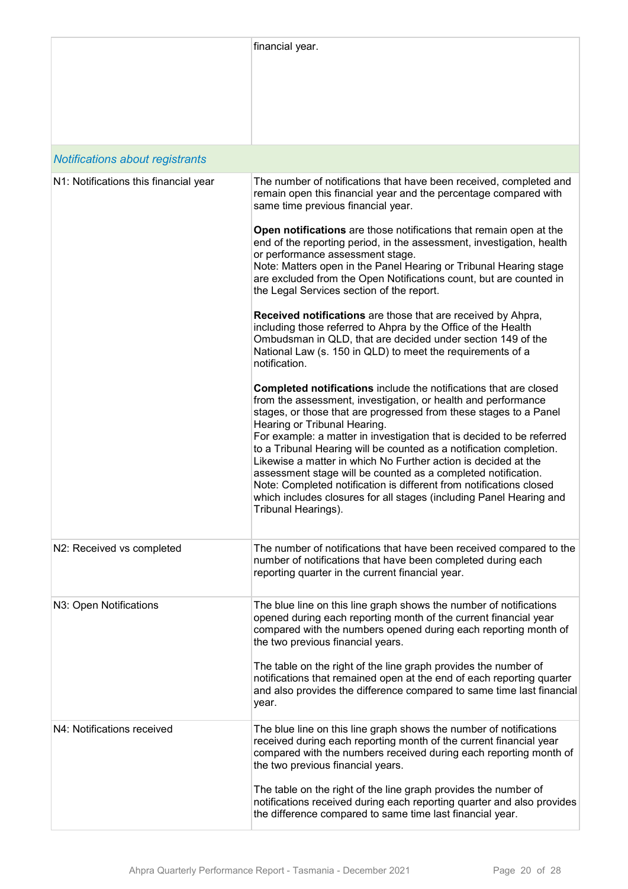| | |
|---|---|
| | financial year. |
| *Notifications about registrants* | |
| N1: Notifications this financial year | The number of notifications that have been received, completed and remain open this financial year and the percentage compared with same time previous financial year.<br><br>**Open notifications** are those notifications that remain open at the end of the reporting period, in the assessment, investigation, health or performance assessment stage.<br>Note: Matters open in the Panel Hearing or Tribunal Hearing stage are excluded from the Open Notifications count, but are counted in the Legal Services section of the report.<br><br>**Received notifications** are those that are received by Ahpra, including those referred to Ahpra by the Office of the Health Ombudsman in QLD, that are decided under section 149 of the National Law (s. 150 in QLD) to meet the requirements of a notification.<br><br>**Completed notifications** include the notifications that are closed from the assessment, investigation, or health and performance stages, or those that are progressed from these stages to a Panel Hearing or Tribunal Hearing.<br>For example: a matter in investigation that is decided to be referred to a Tribunal Hearing will be counted as a notification completion. Likewise a matter in which No Further action is decided at the assessment stage will be counted as a completed notification.<br>Note: Completed notification is different from notifications closed which includes closures for all stages (including Panel Hearing and Tribunal Hearings). |
| N2: Received vs completed | The number of notifications that have been received compared to the number of notifications that have been completed during each reporting quarter in the current financial year. |
| N3: Open Notifications | The blue line on this line graph shows the number of notifications opened during each reporting month of the current financial year compared with the numbers opened during each reporting month of the two previous financial years.<br><br>The table on the right of the line graph provides the number of notifications that remained open at the end of each reporting quarter and also provides the difference compared to same time last financial year. |
| N4: Notifications received | The blue line on this line graph shows the number of notifications received during each reporting month of the current financial year compared with the numbers received during each reporting month of the two previous financial years.<br><br>The table on the right of the line graph provides the number of notifications received during each reporting quarter and also provides the difference compared to same time last financial year. |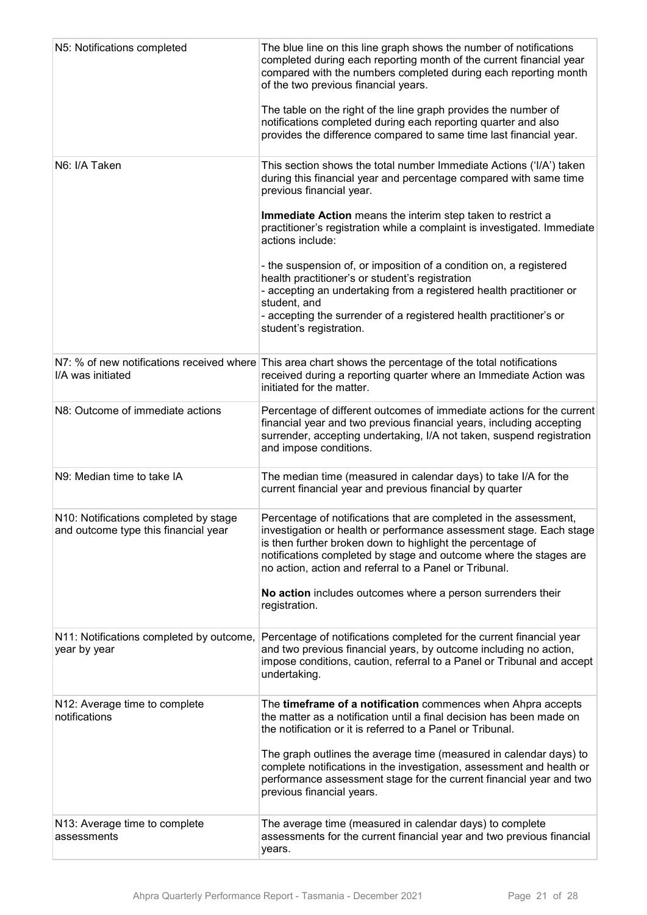| | |
|---|---|
| N5: Notifications completed | The blue line on this line graph shows the number of notifications completed during each reporting month of the current financial year compared with the numbers completed during each reporting month of the two previous financial years.<br><br>The table on the right of the line graph provides the number of notifications completed during each reporting quarter and also provides the difference compared to same time last financial year. |
| N6: I/A Taken | This section shows the total number Immediate Actions ('I/A') taken during this financial year and percentage compared with same time previous financial year.<br><br>**Immediate Action** means the interim step taken to restrict a practitioner's registration while a complaint is investigated. Immediate actions include:<br><br>- the suspension of, or imposition of a condition on, a registered health practitioner's or student's registration<br>- accepting an undertaking from a registered health practitioner or student, and<br>- accepting the surrender of a registered health practitioner's or student's registration. |
| N7: % of new notifications received where I/A was initiated | This area chart shows the percentage of the total notifications received during a reporting quarter where an Immediate Action was initiated for the matter. |
| N8: Outcome of immediate actions | Percentage of different outcomes of immediate actions for the current financial year and two previous financial years, including accepting surrender, accepting undertaking, I/A not taken, suspend registration and impose conditions. |
| N9: Median time to take IA | The median time (measured in calendar days) to take I/A for the current financial year and previous financial by quarter |
| N10: Notifications completed by stage and outcome type this financial year | Percentage of notifications that are completed in the assessment, investigation or health or performance assessment stage. Each stage is then further broken down to highlight the percentage of notifications completed by stage and outcome where the stages are no action, action and referral to a Panel or Tribunal.<br><br>**No action** includes outcomes where a person surrenders their registration. |
| N11: Notifications completed by outcome, year by year | Percentage of notifications completed for the current financial year and two previous financial years, by outcome including no action, impose conditions, caution, referral to a Panel or Tribunal and accept undertaking. |
| N12: Average time to complete notifications | The **timeframe of a notification** commences when Ahpra accepts the matter as a notification until a final decision has been made on the notification or it is referred to a Panel or Tribunal.<br><br>The graph outlines the average time (measured in calendar days) to complete notifications in the investigation, assessment and health or performance assessment stage for the current financial year and two previous financial years. |
| N13: Average time to complete assessments | The average time (measured in calendar days) to complete assessments for the current financial year and two previous financial years. |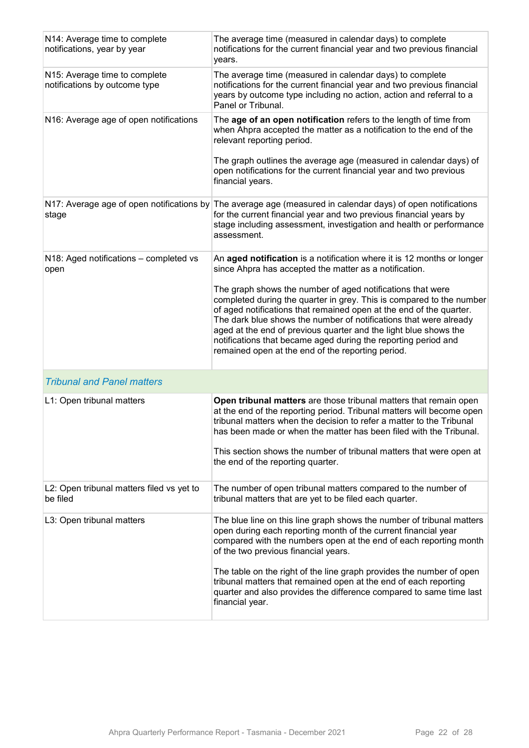| | |
|---|---|
| N14: Average time to complete notifications, year by year | The average time (measured in calendar days) to complete notifications for the current financial year and two previous financial years. |
| N15: Average time to complete notifications by outcome type | The average time (measured in calendar days) to complete notifications for the current financial year and two previous financial years by outcome type including no action, action and referral to a Panel or Tribunal. |
| N16: Average age of open notifications | The **age of an open notification** refers to the length of time from when Ahpra accepted the matter as a notification to the end of the relevant reporting period.<br><br>The graph outlines the average age (measured in calendar days) of open notifications for the current financial year and two previous financial years. |
| N17: Average age of open notifications by stage | The average age (measured in calendar days) of open notifications for the current financial year and two previous financial years by stage including assessment, investigation and health or performance assessment. |
| N18: Aged notifications – completed vs open | An **aged notification** is a notification where it is 12 months or longer since Ahpra has accepted the matter as a notification.<br><br>The graph shows the number of aged notifications that were completed during the quarter in grey. This is compared to the number of aged notifications that remained open at the end of the quarter. The dark blue shows the number of notifications that were already aged at the end of previous quarter and the light blue shows the notifications that became aged during the reporting period and remained open at the end of the reporting period. |
| *Tribunal and Panel matters* | |
| L1: Open tribunal matters | **Open tribunal matters** are those tribunal matters that remain open at the end of the reporting period. Tribunal matters will become open tribunal matters when the decision to refer a matter to the Tribunal has been made or when the matter has been filed with the Tribunal.<br><br>This section shows the number of tribunal matters that were open at the end of the reporting quarter. |
| L2: Open tribunal matters filed vs yet to be filed | The number of open tribunal matters compared to the number of tribunal matters that are yet to be filed each quarter. |
| L3: Open tribunal matters | The blue line on this line graph shows the number of tribunal matters open during each reporting month of the current financial year compared with the numbers open at the end of each reporting month of the two previous financial years.<br><br>The table on the right of the line graph provides the number of open tribunal matters that remained open at the end of each reporting quarter and also provides the difference compared to same time last financial year. |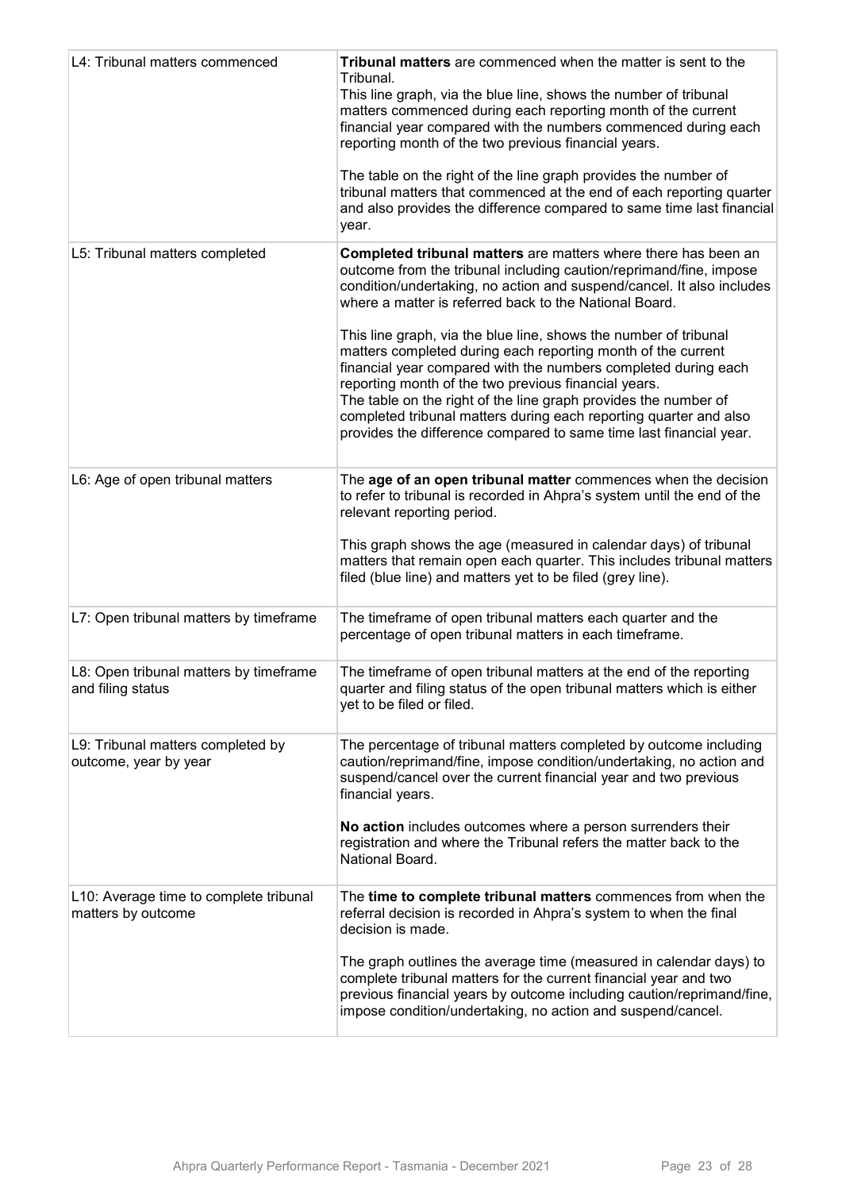| | |
|---|---|
| L4: Tribunal matters commenced | **Tribunal matters** are commenced when the matter is sent to the Tribunal.<br>This line graph, via the blue line, shows the number of tribunal matters commenced during each reporting month of the current financial year compared with the numbers commenced during each reporting month of the two previous financial years.<br><br>The table on the right of the line graph provides the number of tribunal matters that commenced at the end of each reporting quarter and also provides the difference compared to same time last financial year. |
| L5: Tribunal matters completed | **Completed tribunal matters** are matters where there has been an outcome from the tribunal including caution/reprimand/fine, impose condition/undertaking, no action and suspend/cancel. It also includes where a matter is referred back to the National Board.<br><br>This line graph, via the blue line, shows the number of tribunal matters completed during each reporting month of the current financial year compared with the numbers completed during each reporting month of the two previous financial years.<br>The table on the right of the line graph provides the number of completed tribunal matters during each reporting quarter and also provides the difference compared to same time last financial year. |
| L6: Age of open tribunal matters | The **age of an open tribunal matter** commences when the decision to refer to tribunal is recorded in Ahpra's system until the end of the relevant reporting period.<br><br>This graph shows the age (measured in calendar days) of tribunal matters that remain open each quarter. This includes tribunal matters filed (blue line) and matters yet to be filed (grey line). |
| L7: Open tribunal matters by timeframe | The timeframe of open tribunal matters each quarter and the percentage of open tribunal matters in each timeframe. |
| L8: Open tribunal matters by timeframe and filing status | The timeframe of open tribunal matters at the end of the reporting quarter and filing status of the open tribunal matters which is either yet to be filed or filed. |
| L9: Tribunal matters completed by outcome, year by year | The percentage of tribunal matters completed by outcome including caution/reprimand/fine, impose condition/undertaking, no action and suspend/cancel over the current financial year and two previous financial years.<br><br>**No action** includes outcomes where a person surrenders their registration and where the Tribunal refers the matter back to the National Board. |
| L10: Average time to complete tribunal matters by outcome | The **time to complete tribunal matters** commences from when the referral decision is recorded in Ahpra's system to when the final decision is made.<br><br>The graph outlines the average time (measured in calendar days) to complete tribunal matters for the current financial year and two previous financial years by outcome including caution/reprimand/fine, impose condition/undertaking, no action and suspend/cancel. |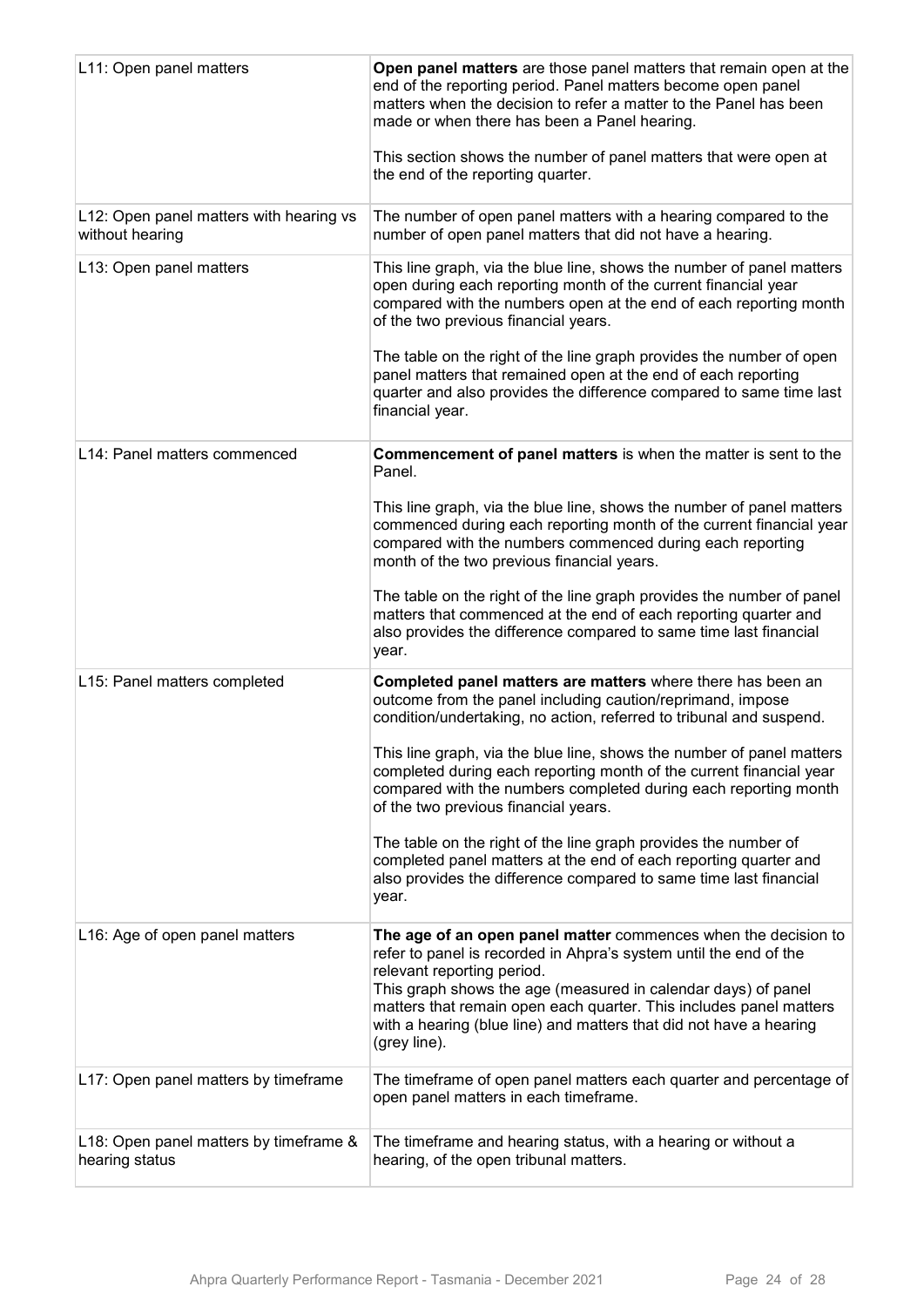| | |
|---|---|
| L11: Open panel matters | **Open panel matters** are those panel matters that remain open at the end of the reporting period. Panel matters become open panel matters when the decision to refer a matter to the Panel has been made or when there has been a Panel hearing.<br><br>This section shows the number of panel matters that were open at the end of the reporting quarter. |
| L12: Open panel matters with hearing vs without hearing | The number of open panel matters with a hearing compared to the number of open panel matters that did not have a hearing. |
| L13: Open panel matters | This line graph, via the blue line, shows the number of panel matters open during each reporting month of the current financial year compared with the numbers open at the end of each reporting month of the two previous financial years.<br><br>The table on the right of the line graph provides the number of open panel matters that remained open at the end of each reporting quarter and also provides the difference compared to same time last financial year. |
| L14: Panel matters commenced | **Commencement of panel matters** is when the matter is sent to the Panel.<br><br>This line graph, via the blue line, shows the number of panel matters commenced during each reporting month of the current financial year compared with the numbers commenced during each reporting month of the two previous financial years.<br><br>The table on the right of the line graph provides the number of panel matters that commenced at the end of each reporting quarter and also provides the difference compared to same time last financial year. |
| L15: Panel matters completed | **Completed panel matters are matters** where there has been an outcome from the panel including caution/reprimand, impose condition/undertaking, no action, referred to tribunal and suspend.<br><br>This line graph, via the blue line, shows the number of panel matters completed during each reporting month of the current financial year compared with the numbers completed during each reporting month of the two previous financial years.<br><br>The table on the right of the line graph provides the number of completed panel matters at the end of each reporting quarter and also provides the difference compared to same time last financial year. |
| L16: Age of open panel matters | **The age of an open panel matter** commences when the decision to refer to panel is recorded in Ahpra's system until the end of the relevant reporting period.<br>This graph shows the age (measured in calendar days) of panel matters that remain open each quarter. This includes panel matters with a hearing (blue line) and matters that did not have a hearing (grey line). |
| L17: Open panel matters by timeframe | The timeframe of open panel matters each quarter and percentage of open panel matters in each timeframe. |
| L18: Open panel matters by timeframe & hearing status | The timeframe and hearing status, with a hearing or without a hearing, of the open tribunal matters. |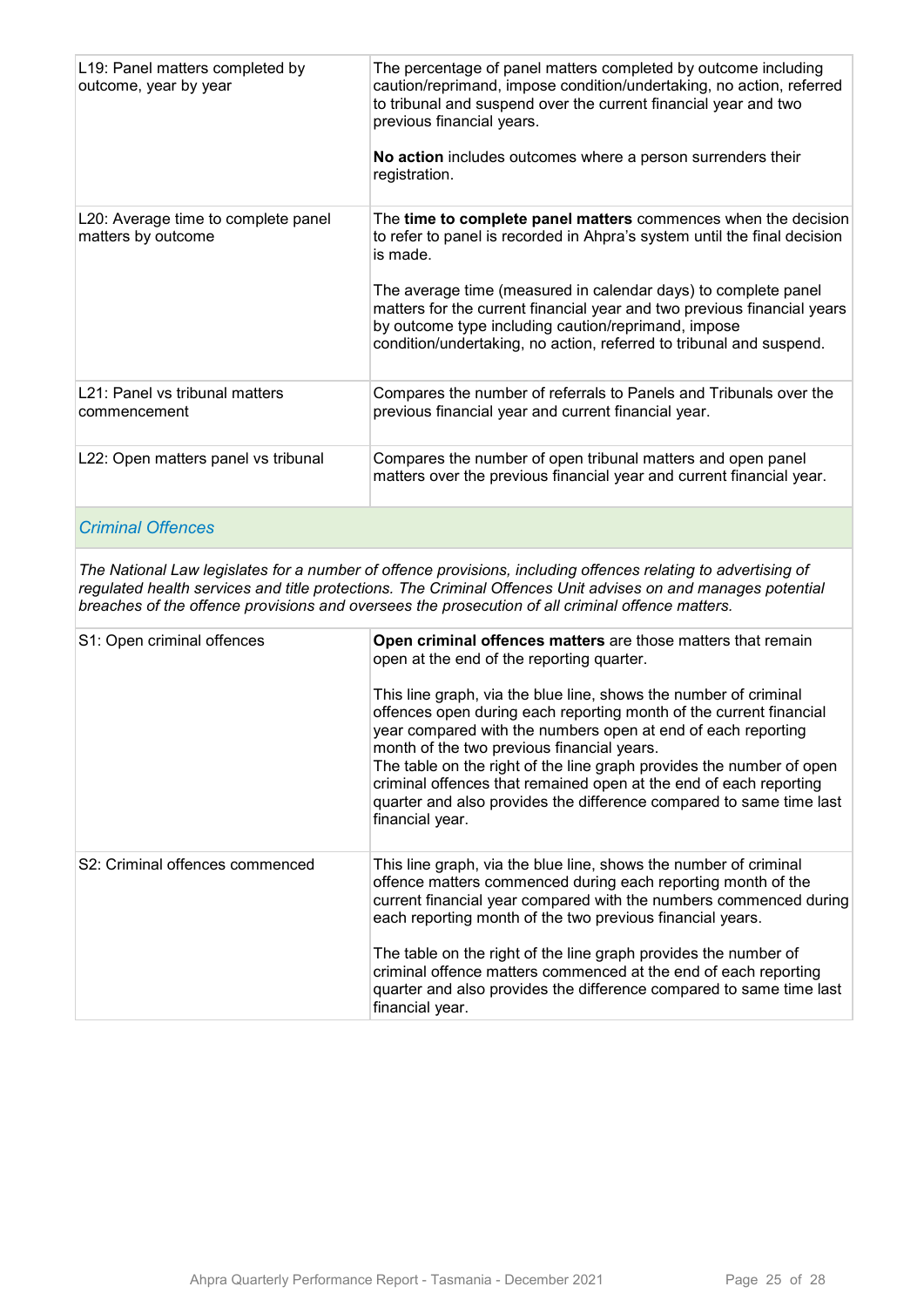| | |
|---|---|
| L19: Panel matters completed by outcome, year by year | The percentage of panel matters completed by outcome including caution/reprimand, impose condition/undertaking, no action, referred to tribunal and suspend over the current financial year and two previous financial years.<br><br>**No action** includes outcomes where a person surrenders their registration. |
| L20: Average time to complete panel matters by outcome | The **time to complete panel matters** commences when the decision to refer to panel is recorded in Ahpra's system until the final decision is made.<br><br>The average time (measured in calendar days) to complete panel matters for the current financial year and two previous financial years by outcome type including caution/reprimand, impose condition/undertaking, no action, referred to tribunal and suspend. |
| L21: Panel vs tribunal matters commencement | Compares the number of referrals to Panels and Tribunals over the previous financial year and current financial year. |
| L22: Open matters panel vs tribunal | Compares the number of open tribunal matters and open panel matters over the previous financial year and current financial year. |

## *Criminal Offences*

*The National Law legislates for a number of offence provisions, including offences relating to advertising of regulated health services and title protections. The Criminal Offences Unit advises on and manages potential breaches of the offence provisions and oversees the prosecution of all criminal offence matters.*

| | |
|---|---|
| S1: Open criminal offences | **Open criminal offences matters** are those matters that remain open at the end of the reporting quarter.<br><br>This line graph, via the blue line, shows the number of criminal offences open during each reporting month of the current financial year compared with the numbers open at end of each reporting month of the two previous financial years.<br>The table on the right of the line graph provides the number of open criminal offences that remained open at the end of each reporting quarter and also provides the difference compared to same time last financial year. |
| S2: Criminal offences commenced | This line graph, via the blue line, shows the number of criminal offence matters commenced during each reporting month of the current financial year compared with the numbers commenced during each reporting month of the two previous financial years.<br><br>The table on the right of the line graph provides the number of criminal offence matters commenced at the end of each reporting quarter and also provides the difference compared to same time last financial year. |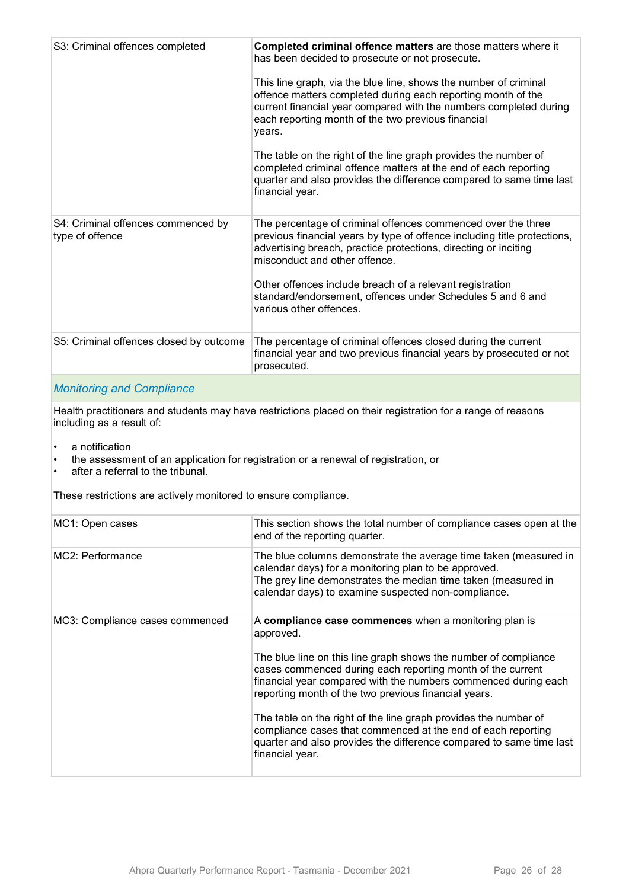| | |
|---|---|
| S3: Criminal offences completed | **Completed criminal offence matters** are those matters where it has been decided to prosecute or not prosecute.<br><br>This line graph, via the blue line, shows the number of criminal offence matters completed during each reporting month of the current financial year compared with the numbers completed during each reporting month of the two previous financial years.<br><br>The table on the right of the line graph provides the number of completed criminal offence matters at the end of each reporting quarter and also provides the difference compared to same time last financial year. |
| S4: Criminal offences commenced by type of offence | The percentage of criminal offences commenced over the three previous financial years by type of offence including title protections, advertising breach, practice protections, directing or inciting misconduct and other offence.<br><br>Other offences include breach of a relevant registration standard/endorsement, offences under Schedules 5 and 6 and various other offences. |
| S5: Criminal offences closed by outcome | The percentage of criminal offences closed during the current financial year and two previous financial years by prosecuted or not prosecuted. |

## *Monitoring and Compliance*

Health practitioners and students may have restrictions placed on their registration for a range of reasons including as a result of:

- a notification
- the assessment of an application for registration or a renewal of registration, or
- after a referral to the tribunal.

These restrictions are actively monitored to ensure compliance.

| | |
|---|---|
| MC1: Open cases | This section shows the total number of compliance cases open at the end of the reporting quarter. |
| MC2: Performance | The blue columns demonstrate the average time taken (measured in calendar days) for a monitoring plan to be approved.<br>The grey line demonstrates the median time taken (measured in calendar days) to examine suspected non-compliance. |
| MC3: Compliance cases commenced | A **compliance case commences** when a monitoring plan is approved.<br><br>The blue line on this line graph shows the number of compliance cases commenced during each reporting month of the current financial year compared with the numbers commenced during each reporting month of the two previous financial years.<br><br>The table on the right of the line graph provides the number of compliance cases that commenced at the end of each reporting quarter and also provides the difference compared to same time last financial year. |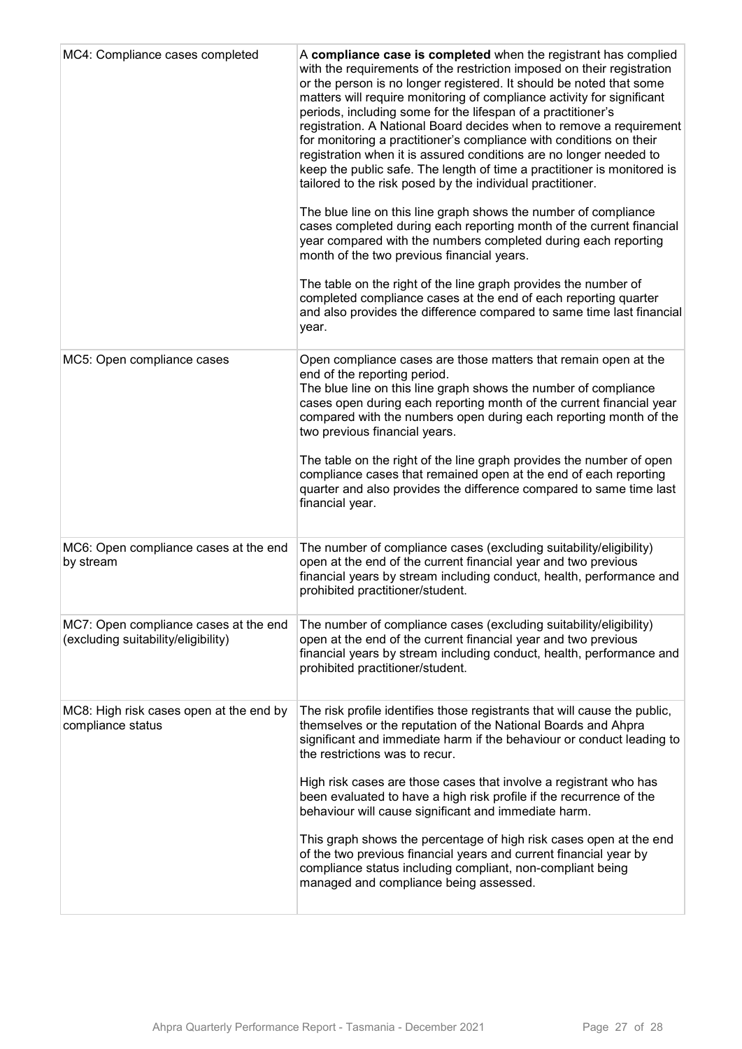| | |
|---|---|
| MC4: Compliance cases completed | A **compliance case is completed** when the registrant has complied with the requirements of the restriction imposed on their registration or the person is no longer registered. It should be noted that some matters will require monitoring of compliance activity for significant periods, including some for the lifespan of a practitioner's registration. A National Board decides when to remove a requirement for monitoring a practitioner's compliance with conditions on their registration when it is assured conditions are no longer needed to keep the public safe. The length of time a practitioner is monitored is tailored to the risk posed by the individual practitioner.<br><br>The blue line on this line graph shows the number of compliance cases completed during each reporting month of the current financial year compared with the numbers completed during each reporting month of the two previous financial years.<br><br>The table on the right of the line graph provides the number of completed compliance cases at the end of each reporting quarter and also provides the difference compared to same time last financial year. |
| MC5: Open compliance cases | Open compliance cases are those matters that remain open at the end of the reporting period.<br>The blue line on this line graph shows the number of compliance cases open during each reporting month of the current financial year compared with the numbers open during each reporting month of the two previous financial years.<br><br>The table on the right of the line graph provides the number of open compliance cases that remained open at the end of each reporting quarter and also provides the difference compared to same time last financial year. |
| MC6: Open compliance cases at the end by stream | The number of compliance cases (excluding suitability/eligibility) open at the end of the current financial year and two previous financial years by stream including conduct, health, performance and prohibited practitioner/student. |
| MC7: Open compliance cases at the end (excluding suitability/eligibility) | The number of compliance cases (excluding suitability/eligibility) open at the end of the current financial year and two previous financial years by stream including conduct, health, performance and prohibited practitioner/student. |
| MC8: High risk cases open at the end by compliance status | The risk profile identifies those registrants that will cause the public, themselves or the reputation of the National Boards and Ahpra significant and immediate harm if the behaviour or conduct leading to the restrictions was to recur.<br><br>High risk cases are those cases that involve a registrant who has been evaluated to have a high risk profile if the recurrence of the behaviour will cause significant and immediate harm.<br><br>This graph shows the percentage of high risk cases open at the end of the two previous financial years and current financial year by compliance status including compliant, non-compliant being managed and compliance being assessed. |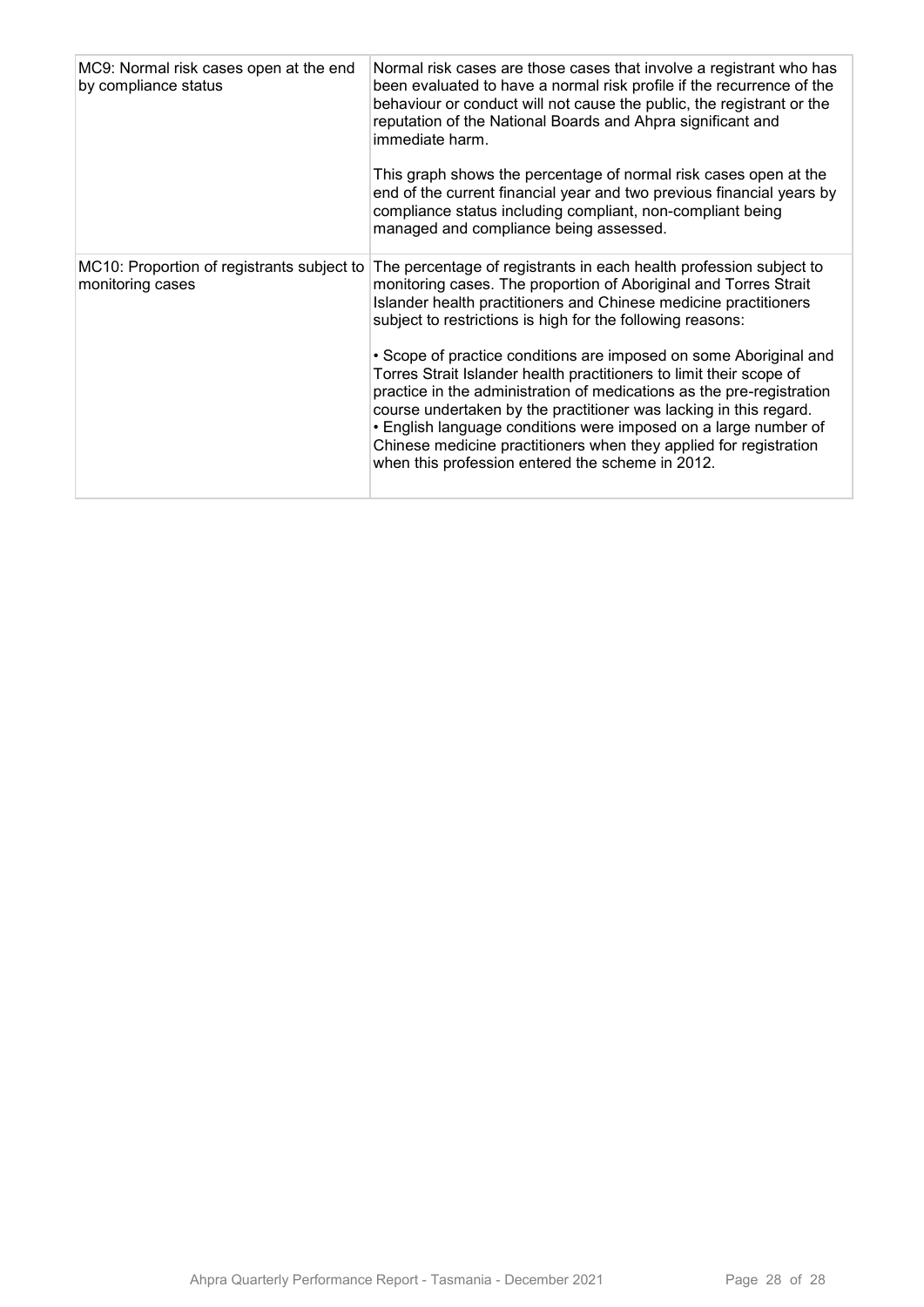| | |
|---|---|
| MC9: Normal risk cases open at the end by compliance status | Normal risk cases are those cases that involve a registrant who has been evaluated to have a normal risk profile if the recurrence of the behaviour or conduct will not cause the public, the registrant or the reputation of the National Boards and Ahpra significant and immediate harm.<br><br>This graph shows the percentage of normal risk cases open at the end of the current financial year and two previous financial years by compliance status including compliant, non-compliant being managed and compliance being assessed. |
| MC10: Proportion of registrants subject to monitoring cases | The percentage of registrants in each health profession subject to monitoring cases. The proportion of Aboriginal and Torres Strait Islander health practitioners and Chinese medicine practitioners subject to restrictions is high for the following reasons:<br><br>• Scope of practice conditions are imposed on some Aboriginal and Torres Strait Islander health practitioners to limit their scope of practice in the administration of medications as the pre-registration course undertaken by the practitioner was lacking in this regard.<br>• English language conditions were imposed on a large number of Chinese medicine practitioners when they applied for registration when this profession entered the scheme in 2012. |